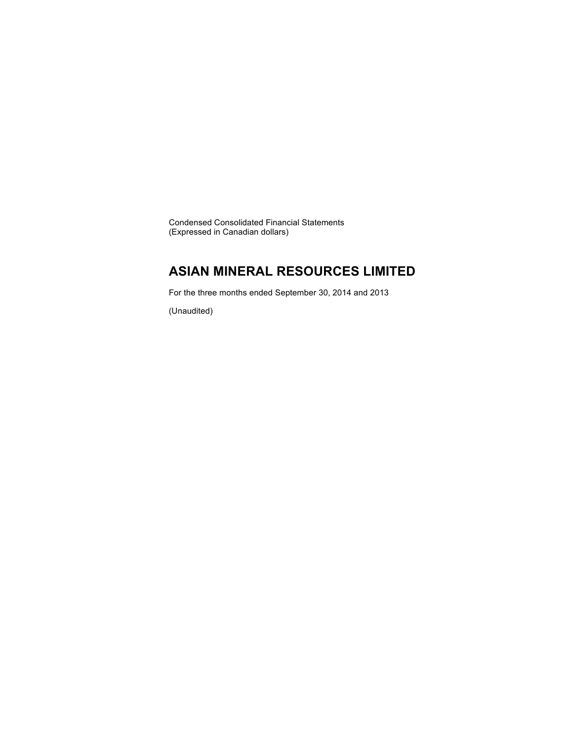Condensed Consolidated Financial Statements
(Expressed in Canadian dollars)

# ASIAN MINERAL RESOURCES LIMITED

For the three months ended September 30, 2014 and 2013

(Unaudited)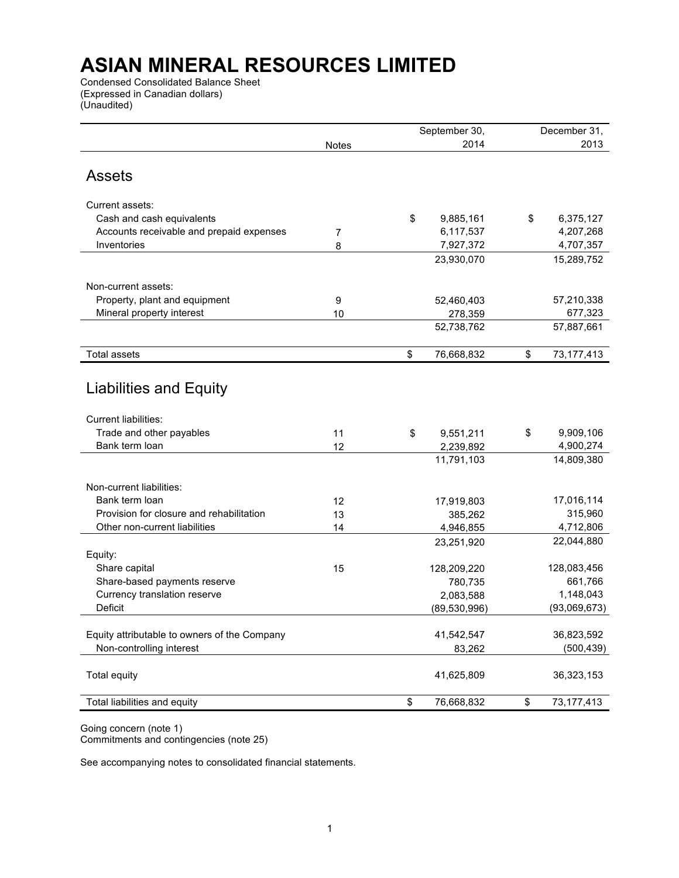# ASIAN MINERAL RESOURCES LIMITED

Condensed Consolidated Balance Sheet
(Expressed in Canadian dollars)
(Unaudited)

| | Notes | September 30, 2014 | December 31, 2013 |
|---|---|---|---|
| **Assets** | | | |
| Current assets: | | | |
| Cash and cash equivalents | | $ 9,885,161 | $ 6,375,127 |
| Accounts receivable and prepaid expenses | 7 | 6,117,537 | 4,207,268 |
| Inventories | 8 | 7,927,372 | 4,707,357 |
| | | 23,930,070 | 15,289,752 |
| Non-current assets: | | | |
| Property, plant and equipment | 9 | 52,460,403 | 57,210,338 |
| Mineral property interest | 10 | 278,359 | 677,323 |
| | | 52,738,762 | 57,887,661 |
| Total assets | | $ 76,668,832 | $ 73,177,413 |
| **Liabilities and Equity** | | | |
| Current liabilities: | | | |
| Trade and other payables | 11 | $ 9,551,211 | $ 9,909,106 |
| Bank term loan | 12 | 2,239,892 | 4,900,274 |
| | | 11,791,103 | 14,809,380 |
| Non-current liabilities: | | | |
| Bank term loan | 12 | 17,919,803 | 17,016,114 |
| Provision for closure and rehabilitation | 13 | 385,262 | 315,960 |
| Other non-current liabilities | 14 | 4,946,855 | 4,712,806 |
| | | 23,251,920 | 22,044,880 |
| Equity: | | | |
| Share capital | 15 | 128,209,220 | 128,083,456 |
| Share-based payments reserve | | 780,735 | 661,766 |
| Currency translation reserve | | 2,083,588 | 1,148,043 |
| Deficit | | (89,530,996) | (93,069,673) |
| Equity attributable to owners of the Company | | 41,542,547 | 36,823,592 |
| Non-controlling interest | | 83,262 | (500,439) |
| Total equity | | 41,625,809 | 36,323,153 |
| Total liabilities and equity | | $ 76,668,832 | $ 73,177,413 |

Going concern (note 1)
Commitments and contingencies (note 25)

See accompanying notes to consolidated financial statements.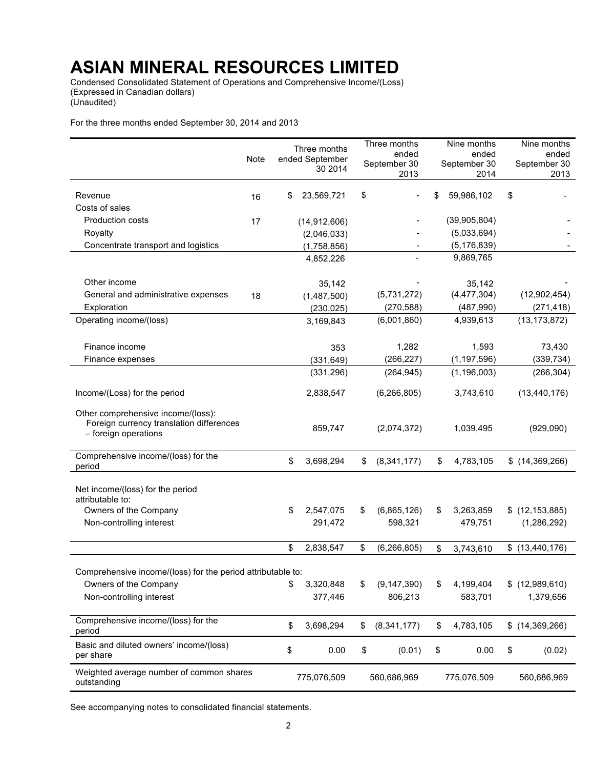# ASIAN MINERAL RESOURCES LIMITED

Condensed Consolidated Statement of Operations and Comprehensive Income/(Loss)
(Expressed in Canadian dollars)
(Unaudited)

For the three months ended September 30, 2014 and 2013

| | Note | Three months ended September 30 2014 | Three months ended September 30 2013 | Nine months ended September 30 2014 | Nine months ended September 30 2013 |
|---|---|---|---|---|---|
| Revenue | 16 | $ 23,569,721 | $ - | $ 59,986,102 | $ - |
| Costs of sales | | | | | |
| Production costs | 17 | (14,912,606) | - | (39,905,804) | - |
| Royalty | | (2,046,033) | - | (5,033,694) | - |
| Concentrate transport and logistics | | (1,758,856) | - | (5,176,839) | - |
| | | 4,852,226 | - | 9,869,765 | |
| Other income | | 35,142 | - | 35,142 | - |
| General and administrative expenses | 18 | (1,487,500) | (5,731,272) | (4,477,304) | (12,902,454) |
| Exploration | | (230,025) | (270,588) | (487,990) | (271,418) |
| Operating income/(loss) | | 3,169,843 | (6,001,860) | 4,939,613 | (13,173,872) |
| Finance income | | 353 | 1,282 | 1,593 | 73,430 |
| Finance expenses | | (331,649) | (266,227) | (1,197,596) | (339,734) |
| | | (331,296) | (264,945) | (1,196,003) | (266,304) |
| Income/(Loss) for the period | | 2,838,547 | (6,266,805) | 3,743,610 | (13,440,176) |
| Other comprehensive income/(loss): Foreign currency translation differences – foreign operations | | 859,747 | (2,074,372) | 1,039,495 | (929,090) |
| Comprehensive income/(loss) for the period | | $ 3,698,294 | $ (8,341,177) | $ 4,783,105 | $ (14,369,266) |
| Net income/(loss) for the period attributable to: | | | | | |
| Owners of the Company | | $ 2,547,075 | $ (6,865,126) | $ 3,263,859 | $ (12,153,885) |
| Non-controlling interest | | 291,472 | 598,321 | 479,751 | (1,286,292) |
| | | $ 2,838,547 | $ (6,266,805) | $ 3,743,610 | $ (13,440,176) |
| Comprehensive income/(loss) for the period attributable to: | | | | | |
| Owners of the Company | | $ 3,320,848 | $ (9,147,390) | $ 4,199,404 | $ (12,989,610) |
| Non-controlling interest | | 377,446 | 806,213 | 583,701 | 1,379,656 |
| Comprehensive income/(loss) for the period | | $ 3,698,294 | $ (8,341,177) | $ 4,783,105 | $ (14,369,266) |
| Basic and diluted owners' income/(loss) per share | | $ 0.00 | $ (0.01) | $ 0.00 | $ (0.02) |
| Weighted average number of common shares outstanding | | 775,076,509 | 560,686,969 | 775,076,509 | 560,686,969 |

See accompanying notes to consolidated financial statements.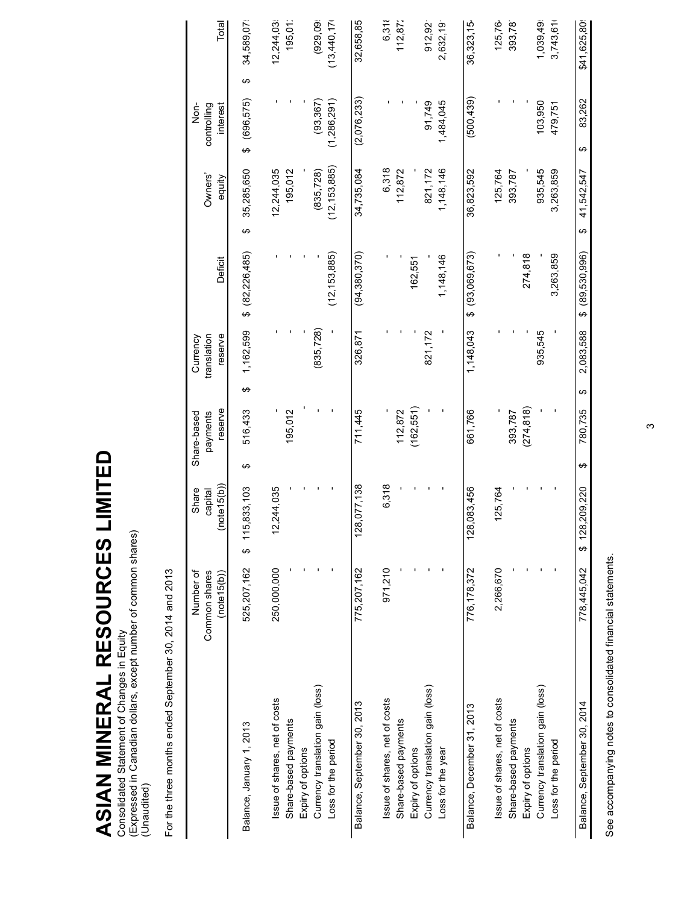# ASIAN MINERAL RESOURCES LIMITED

Consolidated Statement of Changes in Equity
(Expressed in Canadian dollars, except number of common shares)
(Unaudited)

For the three months ended September 30, 2014 and 2013

| | Number of Common shares (note15(b)) | Share capital (note15(b)) | Share-based payments reserve | Currency translation reserve | Deficit | Owners' equity | Non-controlling interest | Total |
|---|---|---|---|---|---|---|---|---|
| Balance, January 1, 2013 | 525,207,162 | $ 115,833,103 | $ 516,433 | $ 1,162,599 | $ (82,226,485) | $ 35,285,650 | $ (696,575) | $ 34,589,07 |
| Issue of shares, net of costs | 250,000,000 | 12,244,035 | - | - | - | 12,244,035 | - | 12,244,03 |
| Share-based payments | - | - | 195,012 | - | - | 195,012 | - | 195,01 |
| Expiry of options | - | - | - | - | - | - | - | - |
| Currency translation gain (loss) | - | - | - | (835,728) | - | (835,728) | (93,367) | (929,09 |
| Loss for the period | - | - | - | - | (12,153,885) | (12,153,885) | (1,286,291) | (13,440,17 |
| Balance, September 30, 2013 | 775,207,162 | 128,077,138 | 711,445 | 326,871 | (94,380,370) | 34,735,084 | (2,076,233) | 32,658,85 |
| Issue of shares, net of costs | 971,210 | 6,318 | - | - | - | 6,318 | - | 6,31 |
| Share-based payments | - | - | 112,872 | - | - | 112,872 | - | 112,87 |
| Expiry of options | - | - | (162,551) | - | 162,551 | - | - | - |
| Currency translation gain (loss) | - | - | - | 821,172 | - | 821,172 | 91,749 | 912,92 |
| Loss for the year | - | - | - | - | 1,148,146 | 1,148,146 | 1,484,045 | 2,632,19 |
| Balance, December 31, 2013 | 776,178,372 | 128,083,456 | 661,766 | 1,148,043 | $ (93,069,673) | 36,823,592 | (500,439) | 36,323,15 |
| Issue of shares, net of costs | 2,266,670 | 125,764 | - | - | - | 125,764 | - | 125,76 |
| Share-based payments | - | - | 393,787 | - | - | 393,787 | - | 393,78 |
| Expiry of options | - | - | (274,818) | - | 274,818 | - | - | - |
| Currency translation gain (loss) | - | - | - | 935,545 | - | 935,545 | 103,950 | 1,039,49 |
| Loss for the period | - | - | - | - | 3,263,859 | 3,263,859 | 479,751 | 3,743,61 |
| Balance, September 30, 2014 | 778,445,042 | $ 128,209,220 | $ 780,735 | $ 2,083,588 | $ (89,530,996) | $ 41,542,547 | $ 83,262 | $41,625,80 |

See accompanying notes to consolidated financial statements.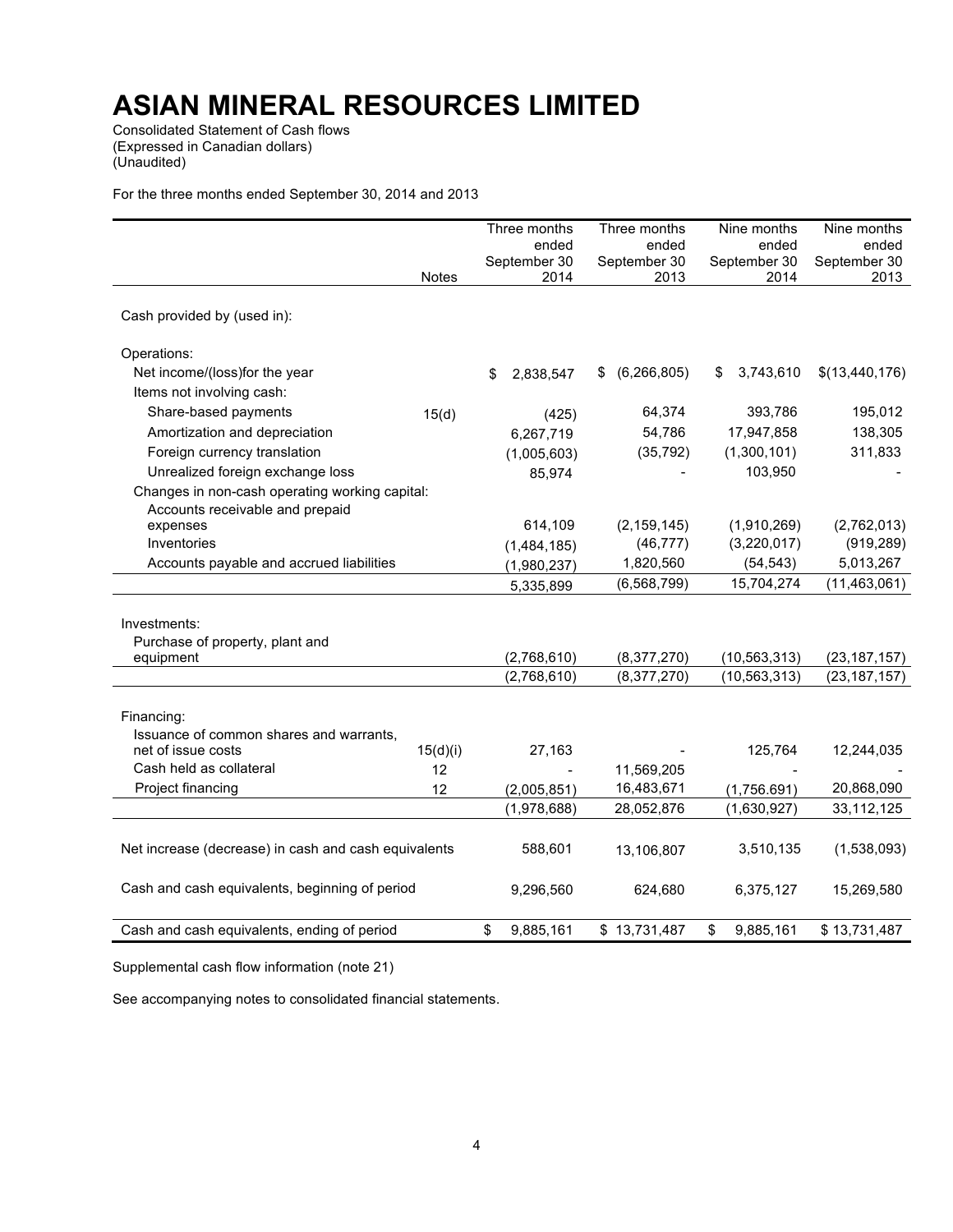# ASIAN MINERAL RESOURCES LIMITED

Consolidated Statement of Cash flows
(Expressed in Canadian dollars)
(Unaudited)

For the three months ended September 30, 2014 and 2013

| | Notes | Three months ended September 30 2014 | Three months ended September 30 2013 | Nine months ended September 30 2014 | Nine months ended September 30 2013 |
|---|---|---|---|---|---|
| Cash provided by (used in): | | | | | |
| Operations: | | | | | |
| Net income/(loss)for the year | | $ 2,838,547 | $ (6,266,805) | $ 3,743,610 | $(13,440,176) |
| Items not involving cash: | | | | | |
| Share-based payments | 15(d) | (425) | 64,374 | 393,786 | 195,012 |
| Amortization and depreciation | | 6,267,719 | 54,786 | 17,947,858 | 138,305 |
| Foreign currency translation | | (1,005,603) | (35,792) | (1,300,101) | 311,833 |
| Unrealized foreign exchange loss | | 85,974 | - | 103,950 | - |
| Changes in non-cash operating working capital: | | | | | |
| Accounts receivable and prepaid expenses | | 614,109 | (2,159,145) | (1,910,269) | (2,762,013) |
| Inventories | | (1,484,185) | (46,777) | (3,220,017) | (919,289) |
| Accounts payable and accrued liabilities | | (1,980,237) | 1,820,560 | (54,543) | 5,013,267 |
| | | 5,335,899 | (6,568,799) | 15,704,274 | (11,463,061) |
| Investments: | | | | | |
| Purchase of property, plant and equipment | | (2,768,610) | (8,377,270) | (10,563,313) | (23,187,157) |
| | | (2,768,610) | (8,377,270) | (10,563,313) | (23,187,157) |
| Financing: | | | | | |
| Issuance of common shares and warrants, net of issue costs | 15(d)(i) | 27,163 | - | 125,764 | 12,244,035 |
| Cash held as collateral | 12 | - | 11,569,205 | - | - |
| Project financing | 12 | (2,005,851) | 16,483,671 | (1,756.691) | 20,868,090 |
| | | (1,978,688) | 28,052,876 | (1,630,927) | 33,112,125 |
| Net increase (decrease) in cash and cash equivalents | | 588,601 | 13,106,807 | 3,510,135 | (1,538,093) |
| Cash and cash equivalents, beginning of period | | 9,296,560 | 624,680 | 6,375,127 | 15,269,580 |
| Cash and cash equivalents, ending of period | | $ 9,885,161 | $ 13,731,487 | $ 9,885,161 | $ 13,731,487 |

Supplemental cash flow information (note 21)

See accompanying notes to consolidated financial statements.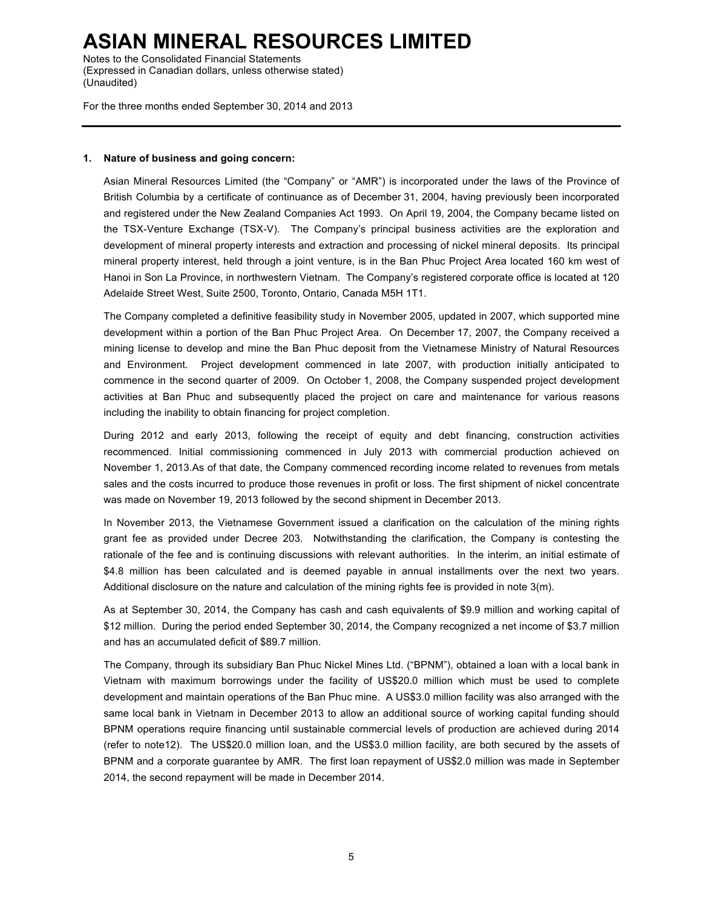# ASIAN MINERAL RESOURCES LIMITED

Notes to the Consolidated Financial Statements
(Expressed in Canadian dollars, unless otherwise stated)
(Unaudited)

For the three months ended September 30, 2014 and 2013

**1. Nature of business and going concern:**

Asian Mineral Resources Limited (the "Company" or "AMR") is incorporated under the laws of the Province of British Columbia by a certificate of continuance as of December 31, 2004, having previously been incorporated and registered under the New Zealand Companies Act 1993. On April 19, 2004, the Company became listed on the TSX-Venture Exchange (TSX-V). The Company's principal business activities are the exploration and development of mineral property interests and extraction and processing of nickel mineral deposits. Its principal mineral property interest, held through a joint venture, is in the Ban Phuc Project Area located 160 km west of Hanoi in Son La Province, in northwestern Vietnam. The Company's registered corporate office is located at 120 Adelaide Street West, Suite 2500, Toronto, Ontario, Canada M5H 1T1.

The Company completed a definitive feasibility study in November 2005, updated in 2007, which supported mine development within a portion of the Ban Phuc Project Area. On December 17, 2007, the Company received a mining license to develop and mine the Ban Phuc deposit from the Vietnamese Ministry of Natural Resources and Environment. Project development commenced in late 2007, with production initially anticipated to commence in the second quarter of 2009. On October 1, 2008, the Company suspended project development activities at Ban Phuc and subsequently placed the project on care and maintenance for various reasons including the inability to obtain financing for project completion.

During 2012 and early 2013, following the receipt of equity and debt financing, construction activities recommenced. Initial commissioning commenced in July 2013 with commercial production achieved on November 1, 2013.As of that date, the Company commenced recording income related to revenues from metals sales and the costs incurred to produce those revenues in profit or loss. The first shipment of nickel concentrate was made on November 19, 2013 followed by the second shipment in December 2013.

In November 2013, the Vietnamese Government issued a clarification on the calculation of the mining rights grant fee as provided under Decree 203. Notwithstanding the clarification, the Company is contesting the rationale of the fee and is continuing discussions with relevant authorities. In the interim, an initial estimate of $4.8 million has been calculated and is deemed payable in annual installments over the next two years. Additional disclosure on the nature and calculation of the mining rights fee is provided in note 3(m).

As at September 30, 2014, the Company has cash and cash equivalents of $9.9 million and working capital of $12 million. During the period ended September 30, 2014, the Company recognized a net income of $3.7 million and has an accumulated deficit of $89.7 million.

The Company, through its subsidiary Ban Phuc Nickel Mines Ltd. ("BPNM"), obtained a loan with a local bank in Vietnam with maximum borrowings under the facility of US$20.0 million which must be used to complete development and maintain operations of the Ban Phuc mine. A US$3.0 million facility was also arranged with the same local bank in Vietnam in December 2013 to allow an additional source of working capital funding should BPNM operations require financing until sustainable commercial levels of production are achieved during 2014 (refer to note12). The US$20.0 million loan, and the US$3.0 million facility, are both secured by the assets of BPNM and a corporate guarantee by AMR. The first loan repayment of US$2.0 million was made in September 2014, the second repayment will be made in December 2014.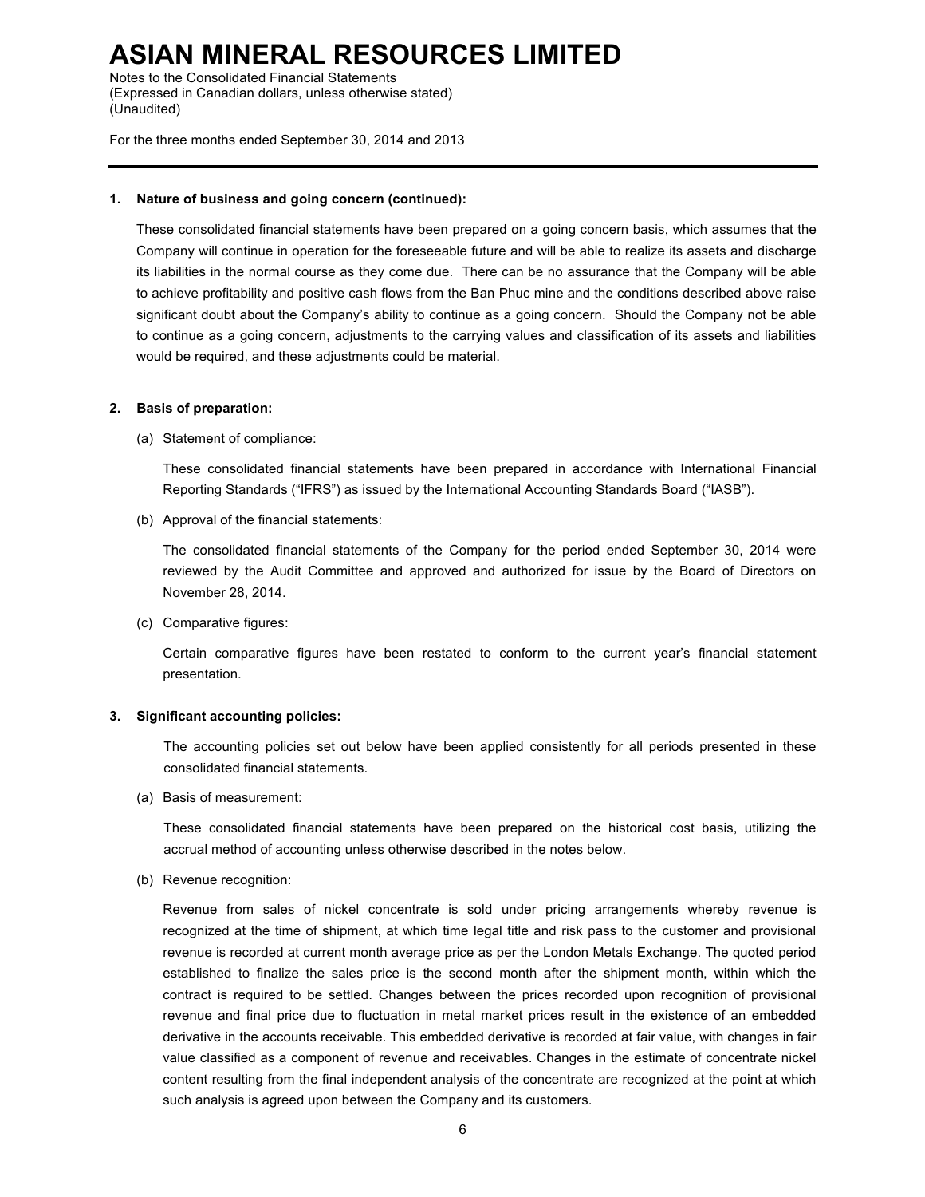# ASIAN MINERAL RESOURCES LIMITED

Notes to the Consolidated Financial Statements
(Expressed in Canadian dollars, unless otherwise stated)
(Unaudited)

For the three months ended September 30, 2014 and 2013

**1. Nature of business and going concern (continued):**

These consolidated financial statements have been prepared on a going concern basis, which assumes that the Company will continue in operation for the foreseeable future and will be able to realize its assets and discharge its liabilities in the normal course as they come due. There can be no assurance that the Company will be able to achieve profitability and positive cash flows from the Ban Phuc mine and the conditions described above raise significant doubt about the Company's ability to continue as a going concern. Should the Company not be able to continue as a going concern, adjustments to the carrying values and classification of its assets and liabilities would be required, and these adjustments could be material.

**2. Basis of preparation:**

(a) Statement of compliance:

These consolidated financial statements have been prepared in accordance with International Financial Reporting Standards ("IFRS") as issued by the International Accounting Standards Board ("IASB").

(b) Approval of the financial statements:

The consolidated financial statements of the Company for the period ended September 30, 2014 were reviewed by the Audit Committee and approved and authorized for issue by the Board of Directors on November 28, 2014.

(c) Comparative figures:

Certain comparative figures have been restated to conform to the current year's financial statement presentation.

**3. Significant accounting policies:**

The accounting policies set out below have been applied consistently for all periods presented in these consolidated financial statements.

(a) Basis of measurement:

These consolidated financial statements have been prepared on the historical cost basis, utilizing the accrual method of accounting unless otherwise described in the notes below.

(b) Revenue recognition:

Revenue from sales of nickel concentrate is sold under pricing arrangements whereby revenue is recognized at the time of shipment, at which time legal title and risk pass to the customer and provisional revenue is recorded at current month average price as per the London Metals Exchange. The quoted period established to finalize the sales price is the second month after the shipment month, within which the contract is required to be settled. Changes between the prices recorded upon recognition of provisional revenue and final price due to fluctuation in metal market prices result in the existence of an embedded derivative in the accounts receivable. This embedded derivative is recorded at fair value, with changes in fair value classified as a component of revenue and receivables. Changes in the estimate of concentrate nickel content resulting from the final independent analysis of the concentrate are recognized at the point at which such analysis is agreed upon between the Company and its customers.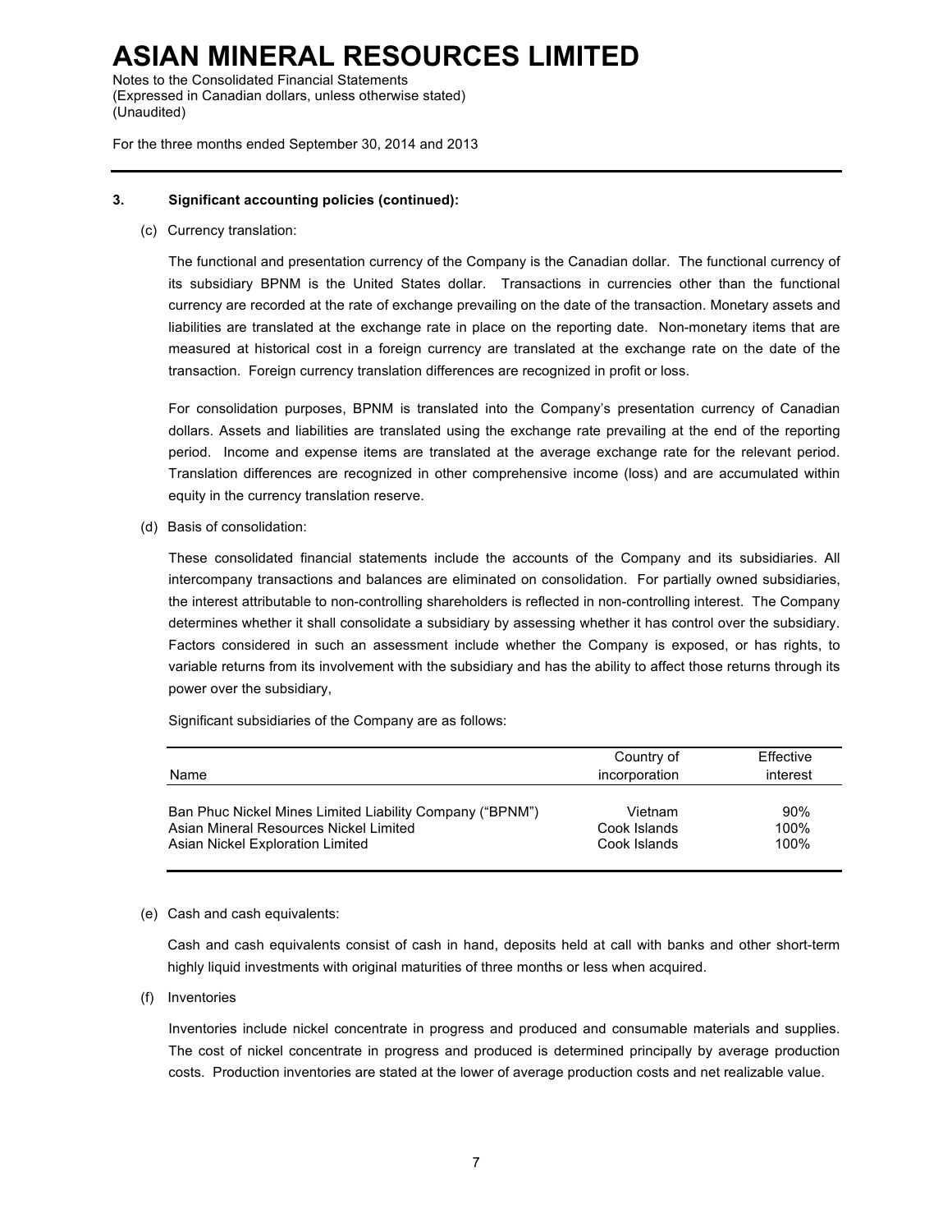### 3. Significant accounting policies (continued):

(c) Currency translation:

The functional and presentation currency of the Company is the Canadian dollar. The functional currency of its subsidiary BPNM is the United States dollar. Transactions in currencies other than the functional currency are recorded at the rate of exchange prevailing on the date of the transaction. Monetary assets and liabilities are translated at the exchange rate in place on the reporting date. Non-monetary items that are measured at historical cost in a foreign currency are translated at the exchange rate on the date of the transaction. Foreign currency translation differences are recognized in profit or loss.

For consolidation purposes, BPNM is translated into the Company's presentation currency of Canadian dollars. Assets and liabilities are translated using the exchange rate prevailing at the end of the reporting period. Income and expense items are translated at the average exchange rate for the relevant period. Translation differences are recognized in other comprehensive income (loss) and are accumulated within equity in the currency translation reserve.

(d) Basis of consolidation:

These consolidated financial statements include the accounts of the Company and its subsidiaries. All intercompany transactions and balances are eliminated on consolidation. For partially owned subsidiaries, the interest attributable to non-controlling shareholders is reflected in non-controlling interest. The Company determines whether it shall consolidate a subsidiary by assessing whether it has control over the subsidiary. Factors considered in such an assessment include whether the Company is exposed, or has rights, to variable returns from its involvement with the subsidiary and has the ability to affect those returns through its power over the subsidiary,

Significant subsidiaries of the Company are as follows:

| Name | Country of incorporation | Effective interest |
|---|---|---|
| Ban Phuc Nickel Mines Limited Liability Company ("BPNM") | Vietnam | 90% |
| Asian Mineral Resources Nickel Limited | Cook Islands | 100% |
| Asian Nickel Exploration Limited | Cook Islands | 100% |

(e) Cash and cash equivalents:

Cash and cash equivalents consist of cash in hand, deposits held at call with banks and other short-term highly liquid investments with original maturities of three months or less when acquired.

(f) Inventories

Inventories include nickel concentrate in progress and produced and consumable materials and supplies. The cost of nickel concentrate in progress and produced is determined principally by average production costs. Production inventories are stated at the lower of average production costs and net realizable value.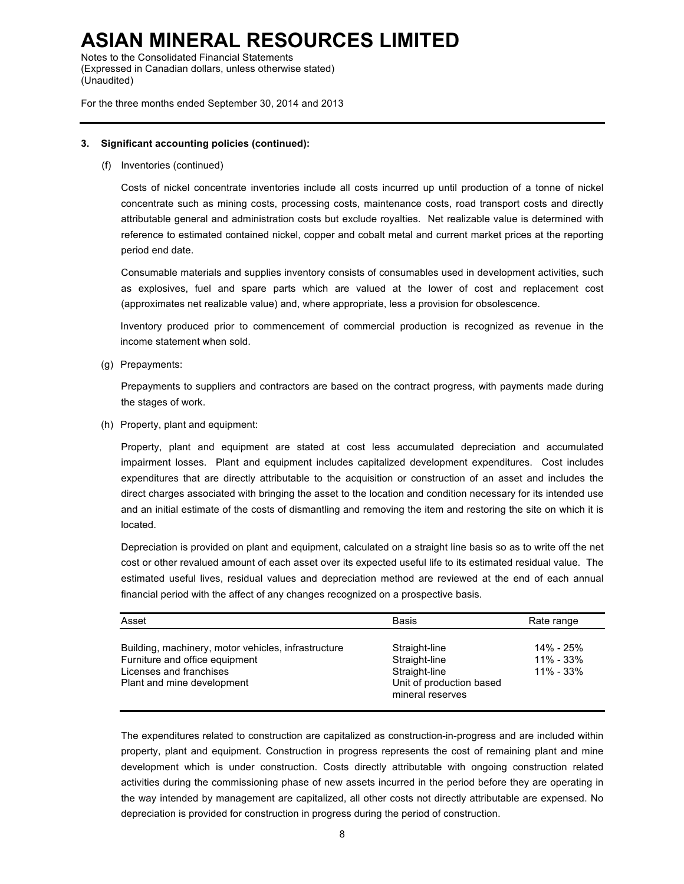### 3. Significant accounting policies (continued):

(f) Inventories (continued)

Costs of nickel concentrate inventories include all costs incurred up until production of a tonne of nickel concentrate such as mining costs, processing costs, maintenance costs, road transport costs and directly attributable general and administration costs but exclude royalties. Net realizable value is determined with reference to estimated contained nickel, copper and cobalt metal and current market prices at the reporting period end date.

Consumable materials and supplies inventory consists of consumables used in development activities, such as explosives, fuel and spare parts which are valued at the lower of cost and replacement cost (approximates net realizable value) and, where appropriate, less a provision for obsolescence.

Inventory produced prior to commencement of commercial production is recognized as revenue in the income statement when sold.

(g) Prepayments:

Prepayments to suppliers and contractors are based on the contract progress, with payments made during the stages of work.

(h) Property, plant and equipment:

Property, plant and equipment are stated at cost less accumulated depreciation and accumulated impairment losses. Plant and equipment includes capitalized development expenditures. Cost includes expenditures that are directly attributable to the acquisition or construction of an asset and includes the direct charges associated with bringing the asset to the location and condition necessary for its intended use and an initial estimate of the costs of dismantling and removing the item and restoring the site on which it is located.

Depreciation is provided on plant and equipment, calculated on a straight line basis so as to write off the net cost or other revalued amount of each asset over its expected useful life to its estimated residual value. The estimated useful lives, residual values and depreciation method are reviewed at the end of each annual financial period with the affect of any changes recognized on a prospective basis.

| Asset | Basis | Rate range |
|---|---|---|
| Building, machinery, motor vehicles, infrastructure | Straight-line | 14% - 25% |
| Furniture and office equipment | Straight-line | 11% - 33% |
| Licenses and franchises | Straight-line | 11% - 33% |
| Plant and mine development | Unit of production based mineral reserves | |

The expenditures related to construction are capitalized as construction-in-progress and are included within property, plant and equipment. Construction in progress represents the cost of remaining plant and mine development which is under construction. Costs directly attributable with ongoing construction related activities during the commissioning phase of new assets incurred in the period before they are operating in the way intended by management are capitalized, all other costs not directly attributable are expensed. No depreciation is provided for construction in progress during the period of construction.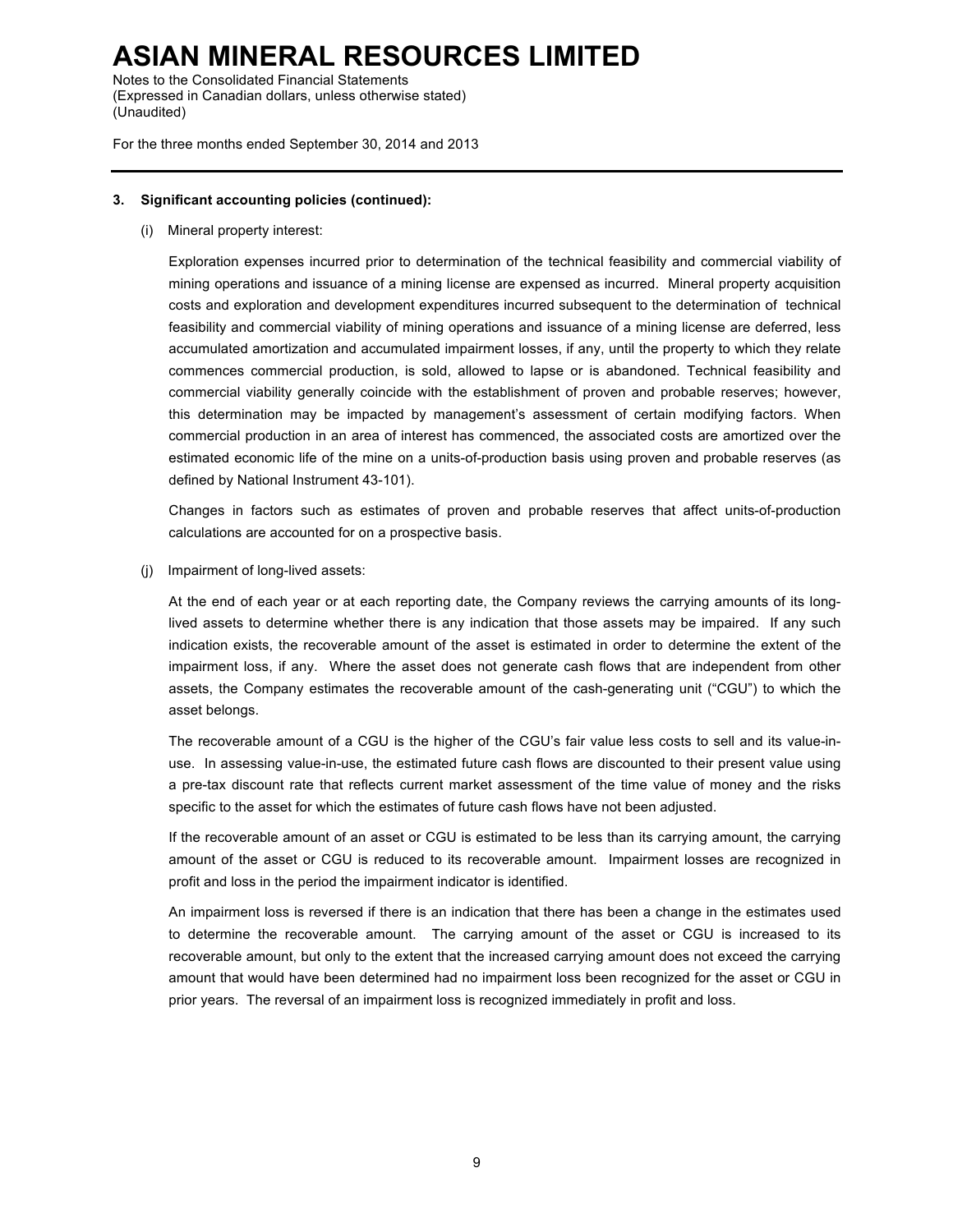**3. Significant accounting policies (continued):**

(i) Mineral property interest:

Exploration expenses incurred prior to determination of the technical feasibility and commercial viability of mining operations and issuance of a mining license are expensed as incurred. Mineral property acquisition costs and exploration and development expenditures incurred subsequent to the determination of technical feasibility and commercial viability of mining operations and issuance of a mining license are deferred, less accumulated amortization and accumulated impairment losses, if any, until the property to which they relate commences commercial production, is sold, allowed to lapse or is abandoned. Technical feasibility and commercial viability generally coincide with the establishment of proven and probable reserves; however, this determination may be impacted by management's assessment of certain modifying factors. When commercial production in an area of interest has commenced, the associated costs are amortized over the estimated economic life of the mine on a units-of-production basis using proven and probable reserves (as defined by National Instrument 43-101).

Changes in factors such as estimates of proven and probable reserves that affect units-of-production calculations are accounted for on a prospective basis.

(j) Impairment of long-lived assets:

At the end of each year or at each reporting date, the Company reviews the carrying amounts of its long-lived assets to determine whether there is any indication that those assets may be impaired. If any such indication exists, the recoverable amount of the asset is estimated in order to determine the extent of the impairment loss, if any. Where the asset does not generate cash flows that are independent from other assets, the Company estimates the recoverable amount of the cash-generating unit ("CGU") to which the asset belongs.

The recoverable amount of a CGU is the higher of the CGU's fair value less costs to sell and its value-in-use. In assessing value-in-use, the estimated future cash flows are discounted to their present value using a pre-tax discount rate that reflects current market assessment of the time value of money and the risks specific to the asset for which the estimates of future cash flows have not been adjusted.

If the recoverable amount of an asset or CGU is estimated to be less than its carrying amount, the carrying amount of the asset or CGU is reduced to its recoverable amount. Impairment losses are recognized in profit and loss in the period the impairment indicator is identified.

An impairment loss is reversed if there is an indication that there has been a change in the estimates used to determine the recoverable amount. The carrying amount of the asset or CGU is increased to its recoverable amount, but only to the extent that the increased carrying amount does not exceed the carrying amount that would have been determined had no impairment loss been recognized for the asset or CGU in prior years. The reversal of an impairment loss is recognized immediately in profit and loss.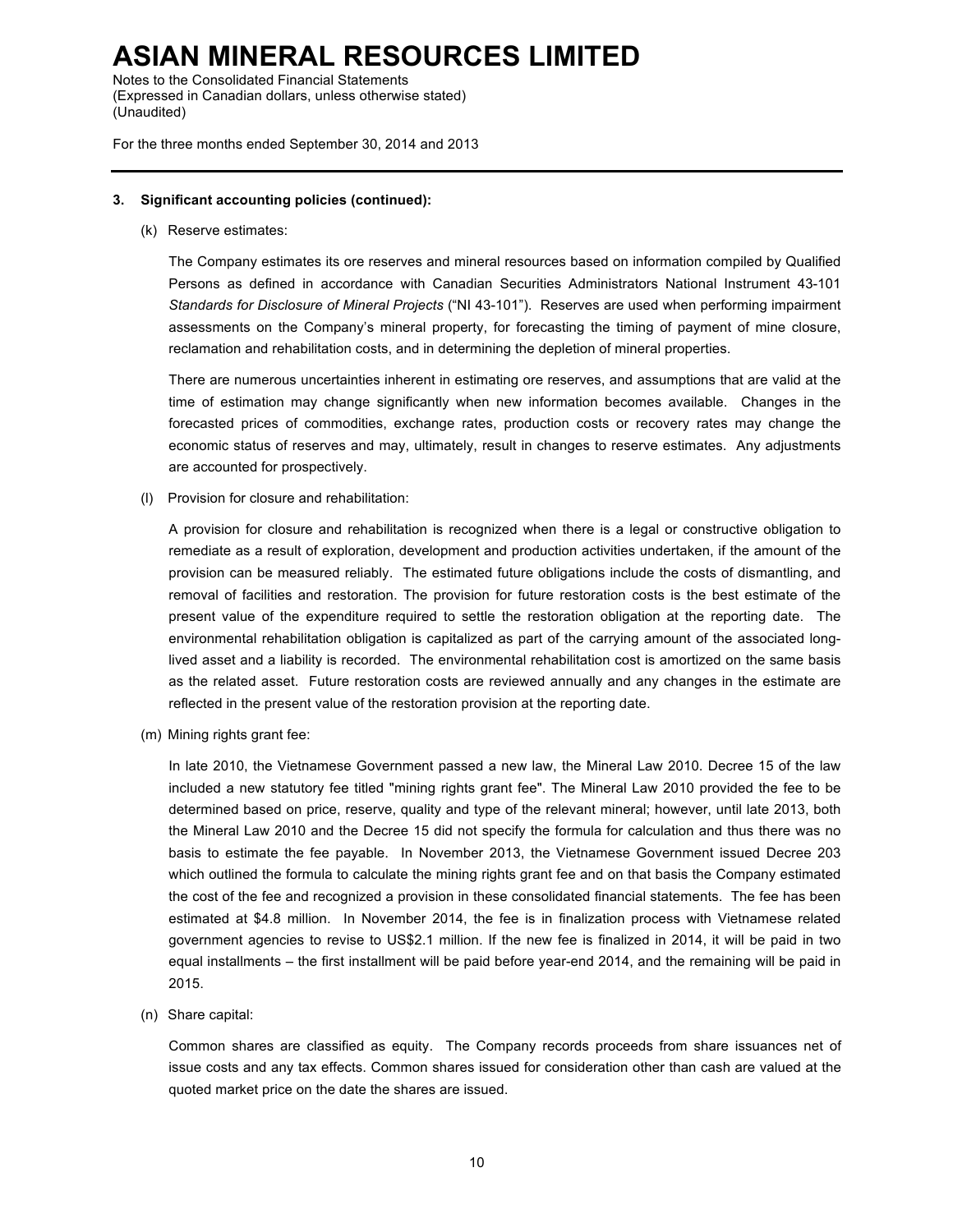### 3. Significant accounting policies (continued):

(k) Reserve estimates:

The Company estimates its ore reserves and mineral resources based on information compiled by Qualified Persons as defined in accordance with Canadian Securities Administrators National Instrument 43-101 *Standards for Disclosure of Mineral Projects* ("NI 43-101"). Reserves are used when performing impairment assessments on the Company's mineral property, for forecasting the timing of payment of mine closure, reclamation and rehabilitation costs, and in determining the depletion of mineral properties.

There are numerous uncertainties inherent in estimating ore reserves, and assumptions that are valid at the time of estimation may change significantly when new information becomes available. Changes in the forecasted prices of commodities, exchange rates, production costs or recovery rates may change the economic status of reserves and may, ultimately, result in changes to reserve estimates. Any adjustments are accounted for prospectively.

(l) Provision for closure and rehabilitation:

A provision for closure and rehabilitation is recognized when there is a legal or constructive obligation to remediate as a result of exploration, development and production activities undertaken, if the amount of the provision can be measured reliably. The estimated future obligations include the costs of dismantling, and removal of facilities and restoration. The provision for future restoration costs is the best estimate of the present value of the expenditure required to settle the restoration obligation at the reporting date. The environmental rehabilitation obligation is capitalized as part of the carrying amount of the associated long-lived asset and a liability is recorded. The environmental rehabilitation cost is amortized on the same basis as the related asset. Future restoration costs are reviewed annually and any changes in the estimate are reflected in the present value of the restoration provision at the reporting date.

(m) Mining rights grant fee:

In late 2010, the Vietnamese Government passed a new law, the Mineral Law 2010. Decree 15 of the law included a new statutory fee titled "mining rights grant fee". The Mineral Law 2010 provided the fee to be determined based on price, reserve, quality and type of the relevant mineral; however, until late 2013, both the Mineral Law 2010 and the Decree 15 did not specify the formula for calculation and thus there was no basis to estimate the fee payable. In November 2013, the Vietnamese Government issued Decree 203 which outlined the formula to calculate the mining rights grant fee and on that basis the Company estimated the cost of the fee and recognized a provision in these consolidated financial statements. The fee has been estimated at $4.8 million. In November 2014, the fee is in finalization process with Vietnamese related government agencies to revise to US$2.1 million. If the new fee is finalized in 2014, it will be paid in two equal installments – the first installment will be paid before year-end 2014, and the remaining will be paid in 2015.

(n) Share capital:

Common shares are classified as equity. The Company records proceeds from share issuances net of issue costs and any tax effects. Common shares issued for consideration other than cash are valued at the quoted market price on the date the shares are issued.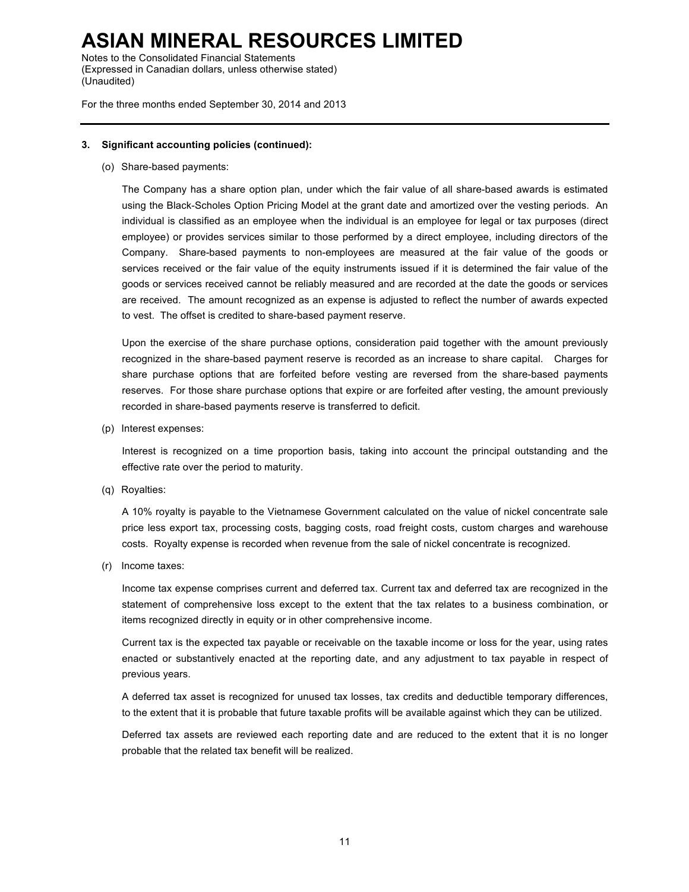### 3. Significant accounting policies (continued):

(o) Share-based payments:

The Company has a share option plan, under which the fair value of all share-based awards is estimated using the Black-Scholes Option Pricing Model at the grant date and amortized over the vesting periods. An individual is classified as an employee when the individual is an employee for legal or tax purposes (direct employee) or provides services similar to those performed by a direct employee, including directors of the Company. Share-based payments to non-employees are measured at the fair value of the goods or services received or the fair value of the equity instruments issued if it is determined the fair value of the goods or services received cannot be reliably measured and are recorded at the date the goods or services are received. The amount recognized as an expense is adjusted to reflect the number of awards expected to vest. The offset is credited to share-based payment reserve.

Upon the exercise of the share purchase options, consideration paid together with the amount previously recognized in the share-based payment reserve is recorded as an increase to share capital. Charges for share purchase options that are forfeited before vesting are reversed from the share-based payments reserves. For those share purchase options that expire or are forfeited after vesting, the amount previously recorded in share-based payments reserve is transferred to deficit.

(p) Interest expenses:

Interest is recognized on a time proportion basis, taking into account the principal outstanding and the effective rate over the period to maturity.

(q) Royalties:

A 10% royalty is payable to the Vietnamese Government calculated on the value of nickel concentrate sale price less export tax, processing costs, bagging costs, road freight costs, custom charges and warehouse costs. Royalty expense is recorded when revenue from the sale of nickel concentrate is recognized.

(r) Income taxes:

Income tax expense comprises current and deferred tax. Current tax and deferred tax are recognized in the statement of comprehensive loss except to the extent that the tax relates to a business combination, or items recognized directly in equity or in other comprehensive income.

Current tax is the expected tax payable or receivable on the taxable income or loss for the year, using rates enacted or substantively enacted at the reporting date, and any adjustment to tax payable in respect of previous years.

A deferred tax asset is recognized for unused tax losses, tax credits and deductible temporary differences, to the extent that it is probable that future taxable profits will be available against which they can be utilized.

Deferred tax assets are reviewed each reporting date and are reduced to the extent that it is no longer probable that the related tax benefit will be realized.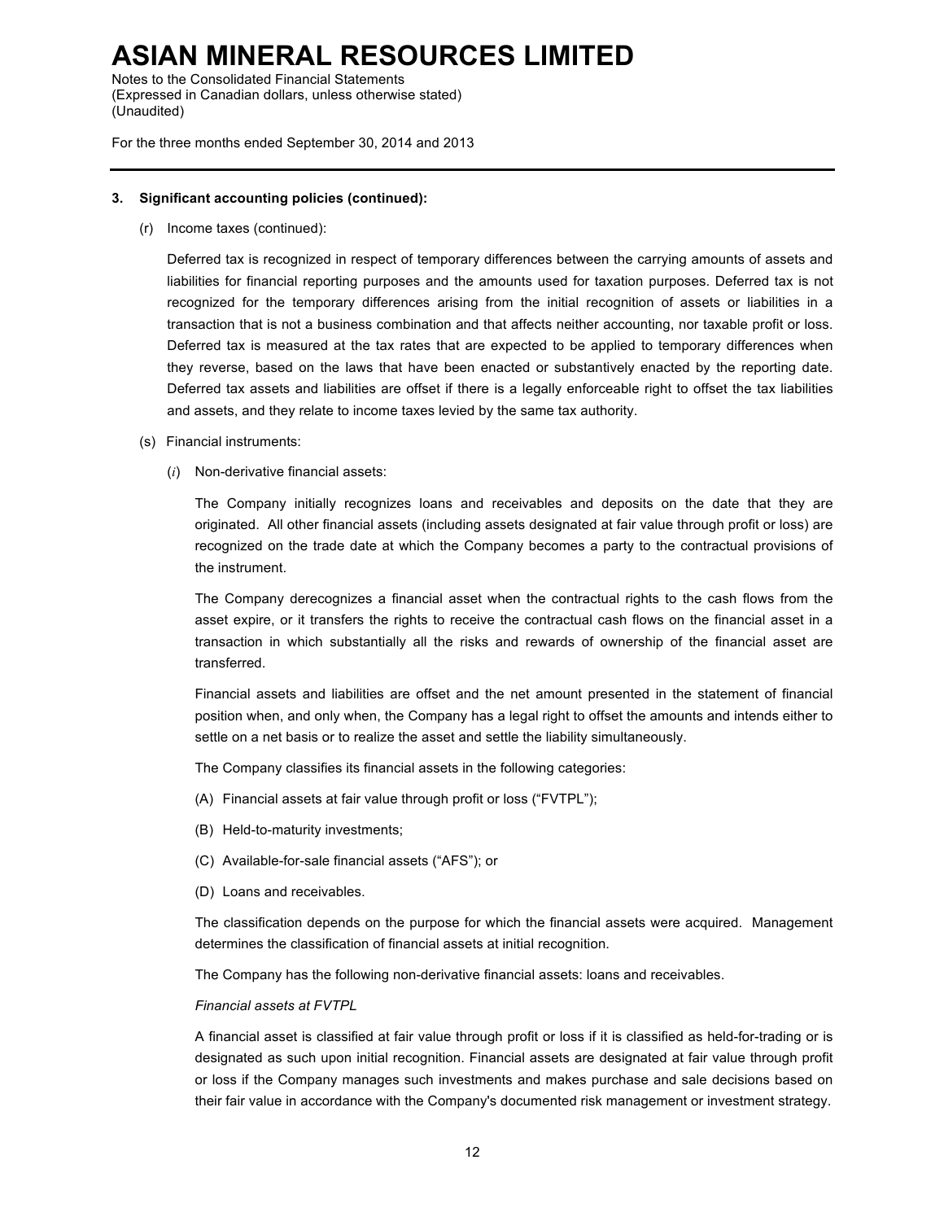**3. Significant accounting policies (continued):**

(r) Income taxes (continued):

Deferred tax is recognized in respect of temporary differences between the carrying amounts of assets and liabilities for financial reporting purposes and the amounts used for taxation purposes. Deferred tax is not recognized for the temporary differences arising from the initial recognition of assets or liabilities in a transaction that is not a business combination and that affects neither accounting, nor taxable profit or loss. Deferred tax is measured at the tax rates that are expected to be applied to temporary differences when they reverse, based on the laws that have been enacted or substantively enacted by the reporting date. Deferred tax assets and liabilities are offset if there is a legally enforceable right to offset the tax liabilities and assets, and they relate to income taxes levied by the same tax authority.

(s) Financial instruments:

(*i*) Non-derivative financial assets:

The Company initially recognizes loans and receivables and deposits on the date that they are originated. All other financial assets (including assets designated at fair value through profit or loss) are recognized on the trade date at which the Company becomes a party to the contractual provisions of the instrument.

The Company derecognizes a financial asset when the contractual rights to the cash flows from the asset expire, or it transfers the rights to receive the contractual cash flows on the financial asset in a transaction in which substantially all the risks and rewards of ownership of the financial asset are transferred.

Financial assets and liabilities are offset and the net amount presented in the statement of financial position when, and only when, the Company has a legal right to offset the amounts and intends either to settle on a net basis or to realize the asset and settle the liability simultaneously.

The Company classifies its financial assets in the following categories:

(A) Financial assets at fair value through profit or loss ("FVTPL");

(B) Held-to-maturity investments;

(C) Available-for-sale financial assets ("AFS"); or

(D) Loans and receivables.

The classification depends on the purpose for which the financial assets were acquired. Management determines the classification of financial assets at initial recognition.

The Company has the following non-derivative financial assets: loans and receivables.

*Financial assets at FVTPL*

A financial asset is classified at fair value through profit or loss if it is classified as held-for-trading or is designated as such upon initial recognition. Financial assets are designated at fair value through profit or loss if the Company manages such investments and makes purchase and sale decisions based on their fair value in accordance with the Company's documented risk management or investment strategy.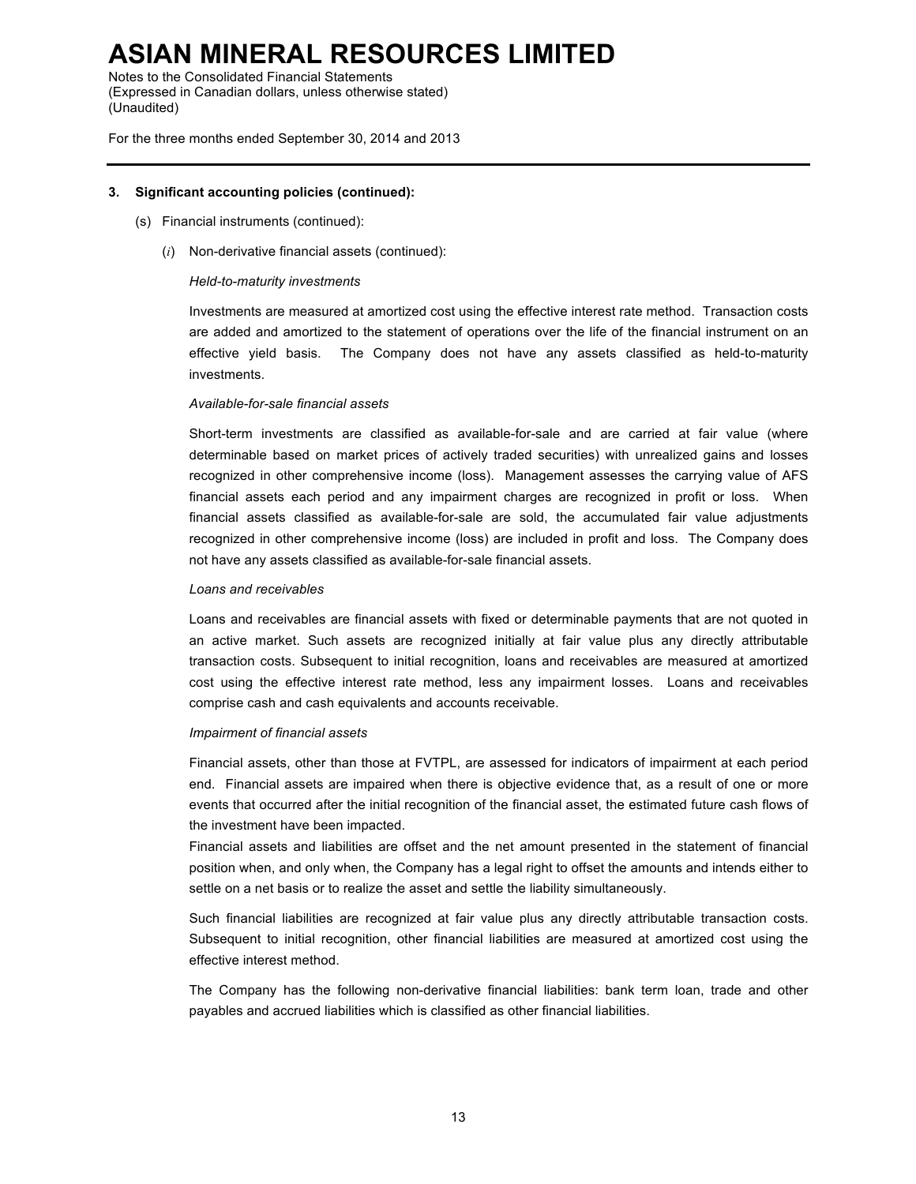### 3. Significant accounting policies (continued):

(s) Financial instruments (continued):

(*i*) Non-derivative financial assets (continued):

*Held-to-maturity investments*

Investments are measured at amortized cost using the effective interest rate method. Transaction costs are added and amortized to the statement of operations over the life of the financial instrument on an effective yield basis. The Company does not have any assets classified as held-to-maturity investments.

*Available-for-sale financial assets*

Short-term investments are classified as available-for-sale and are carried at fair value (where determinable based on market prices of actively traded securities) with unrealized gains and losses recognized in other comprehensive income (loss). Management assesses the carrying value of AFS financial assets each period and any impairment charges are recognized in profit or loss. When financial assets classified as available-for-sale are sold, the accumulated fair value adjustments recognized in other comprehensive income (loss) are included in profit and loss. The Company does not have any assets classified as available-for-sale financial assets.

*Loans and receivables*

Loans and receivables are financial assets with fixed or determinable payments that are not quoted in an active market. Such assets are recognized initially at fair value plus any directly attributable transaction costs. Subsequent to initial recognition, loans and receivables are measured at amortized cost using the effective interest rate method, less any impairment losses. Loans and receivables comprise cash and cash equivalents and accounts receivable.

*Impairment of financial assets*

Financial assets, other than those at FVTPL, are assessed for indicators of impairment at each period end. Financial assets are impaired when there is objective evidence that, as a result of one or more events that occurred after the initial recognition of the financial asset, the estimated future cash flows of the investment have been impacted.

Financial assets and liabilities are offset and the net amount presented in the statement of financial position when, and only when, the Company has a legal right to offset the amounts and intends either to settle on a net basis or to realize the asset and settle the liability simultaneously.

Such financial liabilities are recognized at fair value plus any directly attributable transaction costs. Subsequent to initial recognition, other financial liabilities are measured at amortized cost using the effective interest method.

The Company has the following non-derivative financial liabilities: bank term loan, trade and other payables and accrued liabilities which is classified as other financial liabilities.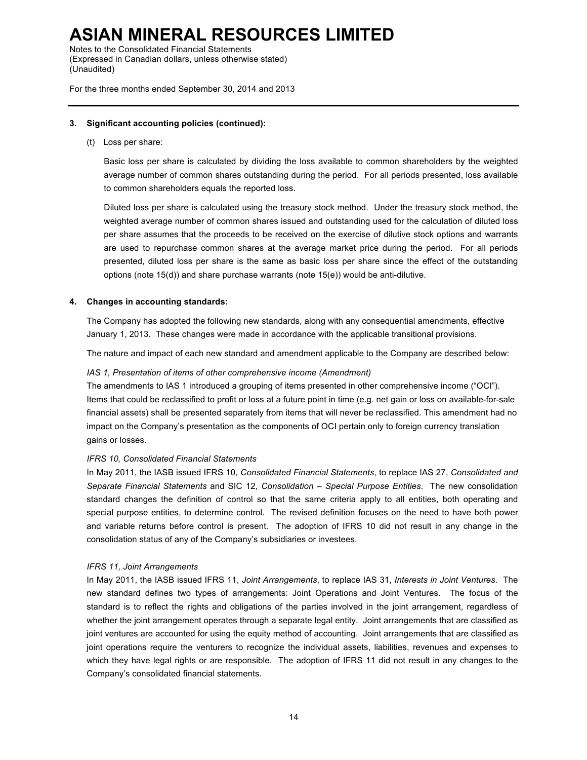### 3. Significant accounting policies (continued):

(t) Loss per share:

Basic loss per share is calculated by dividing the loss available to common shareholders by the weighted average number of common shares outstanding during the period. For all periods presented, loss available to common shareholders equals the reported loss.

Diluted loss per share is calculated using the treasury stock method. Under the treasury stock method, the weighted average number of common shares issued and outstanding used for the calculation of diluted loss per share assumes that the proceeds to be received on the exercise of dilutive stock options and warrants are used to repurchase common shares at the average market price during the period. For all periods presented, diluted loss per share is the same as basic loss per share since the effect of the outstanding options (note 15(d)) and share purchase warrants (note 15(e)) would be anti-dilutive.

### 4. Changes in accounting standards:

The Company has adopted the following new standards, along with any consequential amendments, effective January 1, 2013. These changes were made in accordance with the applicable transitional provisions.

The nature and impact of each new standard and amendment applicable to the Company are described below:

*IAS 1, Presentation of items of other comprehensive income (Amendment)*
The amendments to IAS 1 introduced a grouping of items presented in other comprehensive income ("OCI"). Items that could be reclassified to profit or loss at a future point in time (e.g. net gain or loss on available-for-sale financial assets) shall be presented separately from items that will never be reclassified. This amendment had no impact on the Company's presentation as the components of OCI pertain only to foreign currency translation gains or losses.

*IFRS 10, Consolidated Financial Statements*
In May 2011, the IASB issued IFRS 10, *Consolidated Financial Statements*, to replace IAS 27, *Consolidated and Separate Financial Statements* and SIC 12, *Consolidation – Special Purpose Entities*. The new consolidation standard changes the definition of control so that the same criteria apply to all entities, both operating and special purpose entities, to determine control. The revised definition focuses on the need to have both power and variable returns before control is present. The adoption of IFRS 10 did not result in any change in the consolidation status of any of the Company's subsidiaries or investees.

*IFRS 11, Joint Arrangements*
In May 2011, the IASB issued IFRS 11, *Joint Arrangements*, to replace IAS 31, *Interests in Joint Ventures*. The new standard defines two types of arrangements: Joint Operations and Joint Ventures. The focus of the standard is to reflect the rights and obligations of the parties involved in the joint arrangement, regardless of whether the joint arrangement operates through a separate legal entity. Joint arrangements that are classified as joint ventures are accounted for using the equity method of accounting. Joint arrangements that are classified as joint operations require the venturers to recognize the individual assets, liabilities, revenues and expenses to which they have legal rights or are responsible. The adoption of IFRS 11 did not result in any changes to the Company's consolidated financial statements.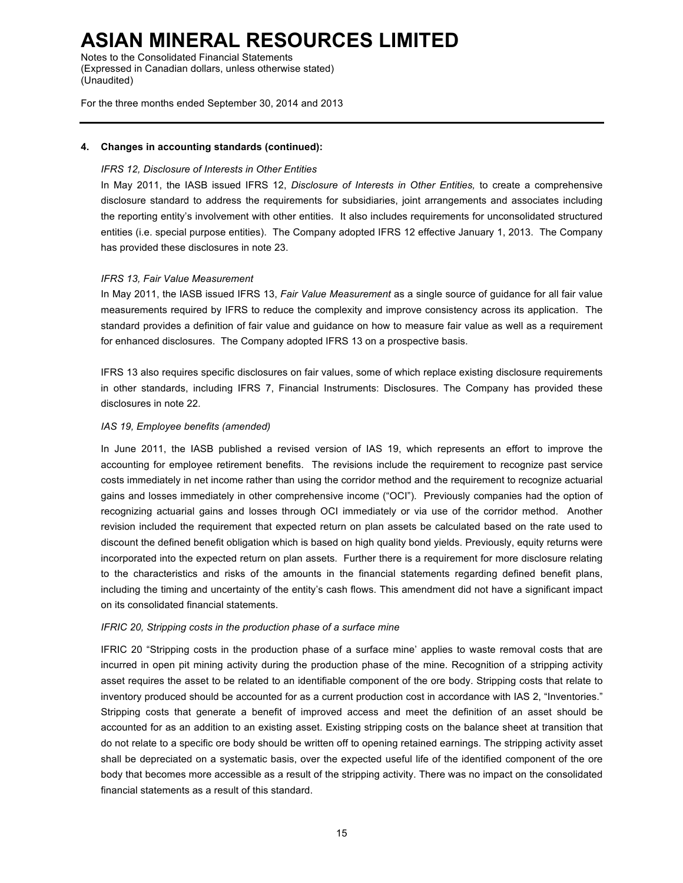### 4. Changes in accounting standards (continued):

*IFRS 12, Disclosure of Interests in Other Entities*

In May 2011, the IASB issued IFRS 12, *Disclosure of Interests in Other Entities,* to create a comprehensive disclosure standard to address the requirements for subsidiaries, joint arrangements and associates including the reporting entity's involvement with other entities. It also includes requirements for unconsolidated structured entities (i.e. special purpose entities). The Company adopted IFRS 12 effective January 1, 2013. The Company has provided these disclosures in note 23.

*IFRS 13, Fair Value Measurement*

In May 2011, the IASB issued IFRS 13, *Fair Value Measurement* as a single source of guidance for all fair value measurements required by IFRS to reduce the complexity and improve consistency across its application. The standard provides a definition of fair value and guidance on how to measure fair value as well as a requirement for enhanced disclosures. The Company adopted IFRS 13 on a prospective basis.

IFRS 13 also requires specific disclosures on fair values, some of which replace existing disclosure requirements in other standards, including IFRS 7, Financial Instruments: Disclosures. The Company has provided these disclosures in note 22.

*IAS 19, Employee benefits (amended)*

In June 2011, the IASB published a revised version of IAS 19, which represents an effort to improve the accounting for employee retirement benefits. The revisions include the requirement to recognize past service costs immediately in net income rather than using the corridor method and the requirement to recognize actuarial gains and losses immediately in other comprehensive income ("OCI"). Previously companies had the option of recognizing actuarial gains and losses through OCI immediately or via use of the corridor method. Another revision included the requirement that expected return on plan assets be calculated based on the rate used to discount the defined benefit obligation which is based on high quality bond yields. Previously, equity returns were incorporated into the expected return on plan assets. Further there is a requirement for more disclosure relating to the characteristics and risks of the amounts in the financial statements regarding defined benefit plans, including the timing and uncertainty of the entity's cash flows. This amendment did not have a significant impact on its consolidated financial statements.

*IFRIC 20, Stripping costs in the production phase of a surface mine*

IFRIC 20 "Stripping costs in the production phase of a surface mine' applies to waste removal costs that are incurred in open pit mining activity during the production phase of the mine. Recognition of a stripping activity asset requires the asset to be related to an identifiable component of the ore body. Stripping costs that relate to inventory produced should be accounted for as a current production cost in accordance with IAS 2, "Inventories." Stripping costs that generate a benefit of improved access and meet the definition of an asset should be accounted for as an addition to an existing asset. Existing stripping costs on the balance sheet at transition that do not relate to a specific ore body should be written off to opening retained earnings. The stripping activity asset shall be depreciated on a systematic basis, over the expected useful life of the identified component of the ore body that becomes more accessible as a result of the stripping activity. There was no impact on the consolidated financial statements as a result of this standard.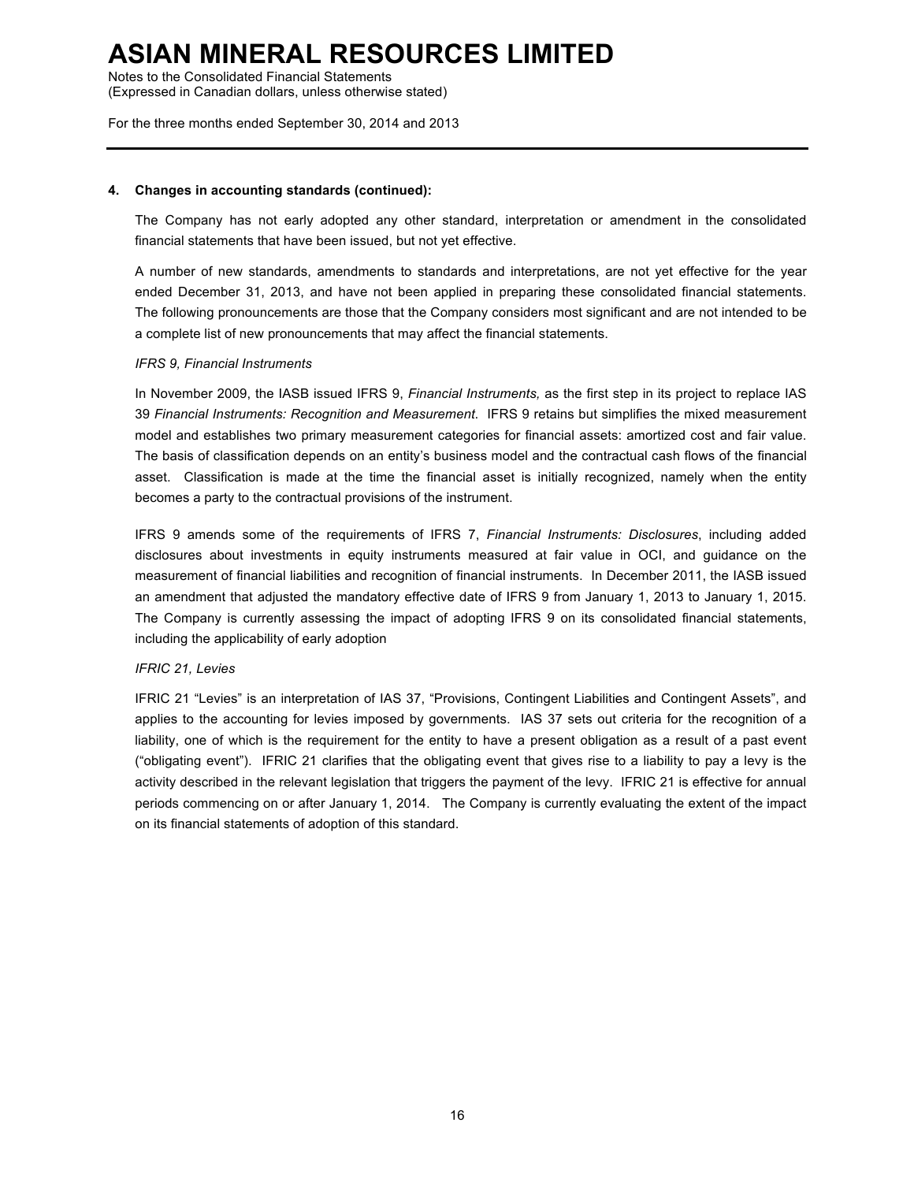### 4. Changes in accounting standards (continued):

The Company has not early adopted any other standard, interpretation or amendment in the consolidated financial statements that have been issued, but not yet effective.

A number of new standards, amendments to standards and interpretations, are not yet effective for the year ended December 31, 2013, and have not been applied in preparing these consolidated financial statements. The following pronouncements are those that the Company considers most significant and are not intended to be a complete list of new pronouncements that may affect the financial statements.

*IFRS 9, Financial Instruments*

In November 2009, the IASB issued IFRS 9, *Financial Instruments,* as the first step in its project to replace IAS 39 *Financial Instruments: Recognition and Measurement*. IFRS 9 retains but simplifies the mixed measurement model and establishes two primary measurement categories for financial assets: amortized cost and fair value. The basis of classification depends on an entity's business model and the contractual cash flows of the financial asset. Classification is made at the time the financial asset is initially recognized, namely when the entity becomes a party to the contractual provisions of the instrument.

IFRS 9 amends some of the requirements of IFRS 7, *Financial Instruments: Disclosures*, including added disclosures about investments in equity instruments measured at fair value in OCI, and guidance on the measurement of financial liabilities and recognition of financial instruments. In December 2011, the IASB issued an amendment that adjusted the mandatory effective date of IFRS 9 from January 1, 2013 to January 1, 2015. The Company is currently assessing the impact of adopting IFRS 9 on its consolidated financial statements, including the applicability of early adoption

*IFRIC 21, Levies*

IFRIC 21 "Levies" is an interpretation of IAS 37, "Provisions, Contingent Liabilities and Contingent Assets", and applies to the accounting for levies imposed by governments. IAS 37 sets out criteria for the recognition of a liability, one of which is the requirement for the entity to have a present obligation as a result of a past event ("obligating event"). IFRIC 21 clarifies that the obligating event that gives rise to a liability to pay a levy is the activity described in the relevant legislation that triggers the payment of the levy. IFRIC 21 is effective for annual periods commencing on or after January 1, 2014. The Company is currently evaluating the extent of the impact on its financial statements of adoption of this standard.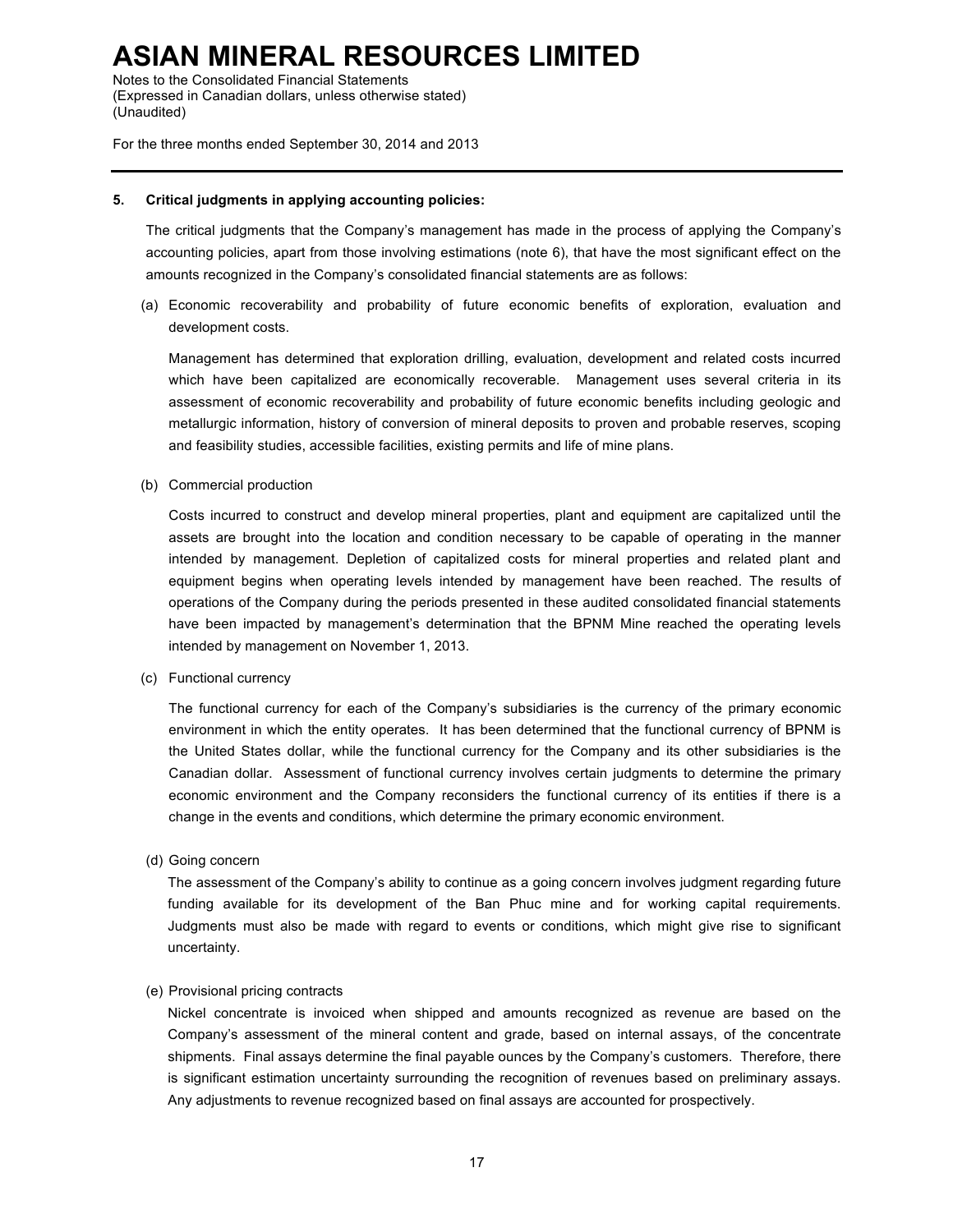## 5. Critical judgments in applying accounting policies:

The critical judgments that the Company's management has made in the process of applying the Company's accounting policies, apart from those involving estimations (note 6), that have the most significant effect on the amounts recognized in the Company's consolidated financial statements are as follows:

(a) Economic recoverability and probability of future economic benefits of exploration, evaluation and development costs.

Management has determined that exploration drilling, evaluation, development and related costs incurred which have been capitalized are economically recoverable. Management uses several criteria in its assessment of economic recoverability and probability of future economic benefits including geologic and metallurgic information, history of conversion of mineral deposits to proven and probable reserves, scoping and feasibility studies, accessible facilities, existing permits and life of mine plans.

(b) Commercial production

Costs incurred to construct and develop mineral properties, plant and equipment are capitalized until the assets are brought into the location and condition necessary to be capable of operating in the manner intended by management. Depletion of capitalized costs for mineral properties and related plant and equipment begins when operating levels intended by management have been reached. The results of operations of the Company during the periods presented in these audited consolidated financial statements have been impacted by management's determination that the BPNM Mine reached the operating levels intended by management on November 1, 2013.

(c) Functional currency

The functional currency for each of the Company's subsidiaries is the currency of the primary economic environment in which the entity operates. It has been determined that the functional currency of BPNM is the United States dollar, while the functional currency for the Company and its other subsidiaries is the Canadian dollar. Assessment of functional currency involves certain judgments to determine the primary economic environment and the Company reconsiders the functional currency of its entities if there is a change in the events and conditions, which determine the primary economic environment.

(d) Going concern

The assessment of the Company's ability to continue as a going concern involves judgment regarding future funding available for its development of the Ban Phuc mine and for working capital requirements. Judgments must also be made with regard to events or conditions, which might give rise to significant uncertainty.

(e) Provisional pricing contracts

Nickel concentrate is invoiced when shipped and amounts recognized as revenue are based on the Company's assessment of the mineral content and grade, based on internal assays, of the concentrate shipments. Final assays determine the final payable ounces by the Company's customers. Therefore, there is significant estimation uncertainty surrounding the recognition of revenues based on preliminary assays. Any adjustments to revenue recognized based on final assays are accounted for prospectively.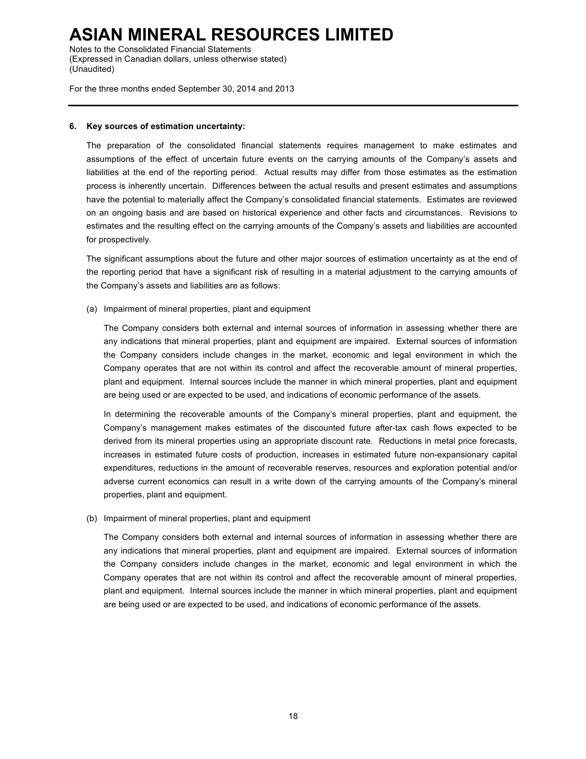### 6. Key sources of estimation uncertainty:

The preparation of the consolidated financial statements requires management to make estimates and assumptions of the effect of uncertain future events on the carrying amounts of the Company's assets and liabilities at the end of the reporting period. Actual results may differ from those estimates as the estimation process is inherently uncertain. Differences between the actual results and present estimates and assumptions have the potential to materially affect the Company's consolidated financial statements. Estimates are reviewed on an ongoing basis and are based on historical experience and other facts and circumstances. Revisions to estimates and the resulting effect on the carrying amounts of the Company's assets and liabilities are accounted for prospectively.

The significant assumptions about the future and other major sources of estimation uncertainty as at the end of the reporting period that have a significant risk of resulting in a material adjustment to the carrying amounts of the Company's assets and liabilities are as follows:

(a) Impairment of mineral properties, plant and equipment

The Company considers both external and internal sources of information in assessing whether there are any indications that mineral properties, plant and equipment are impaired. External sources of information the Company considers include changes in the market, economic and legal environment in which the Company operates that are not within its control and affect the recoverable amount of mineral properties, plant and equipment. Internal sources include the manner in which mineral properties, plant and equipment are being used or are expected to be used, and indications of economic performance of the assets.

In determining the recoverable amounts of the Company's mineral properties, plant and equipment, the Company's management makes estimates of the discounted future after-tax cash flows expected to be derived from its mineral properties using an appropriate discount rate. Reductions in metal price forecasts, increases in estimated future costs of production, increases in estimated future non-expansionary capital expenditures, reductions in the amount of recoverable reserves, resources and exploration potential and/or adverse current economics can result in a write down of the carrying amounts of the Company's mineral properties, plant and equipment.

(b) Impairment of mineral properties, plant and equipment

The Company considers both external and internal sources of information in assessing whether there are any indications that mineral properties, plant and equipment are impaired. External sources of information the Company considers include changes in the market, economic and legal environment in which the Company operates that are not within its control and affect the recoverable amount of mineral properties, plant and equipment. Internal sources include the manner in which mineral properties, plant and equipment are being used or are expected to be used, and indications of economic performance of the assets.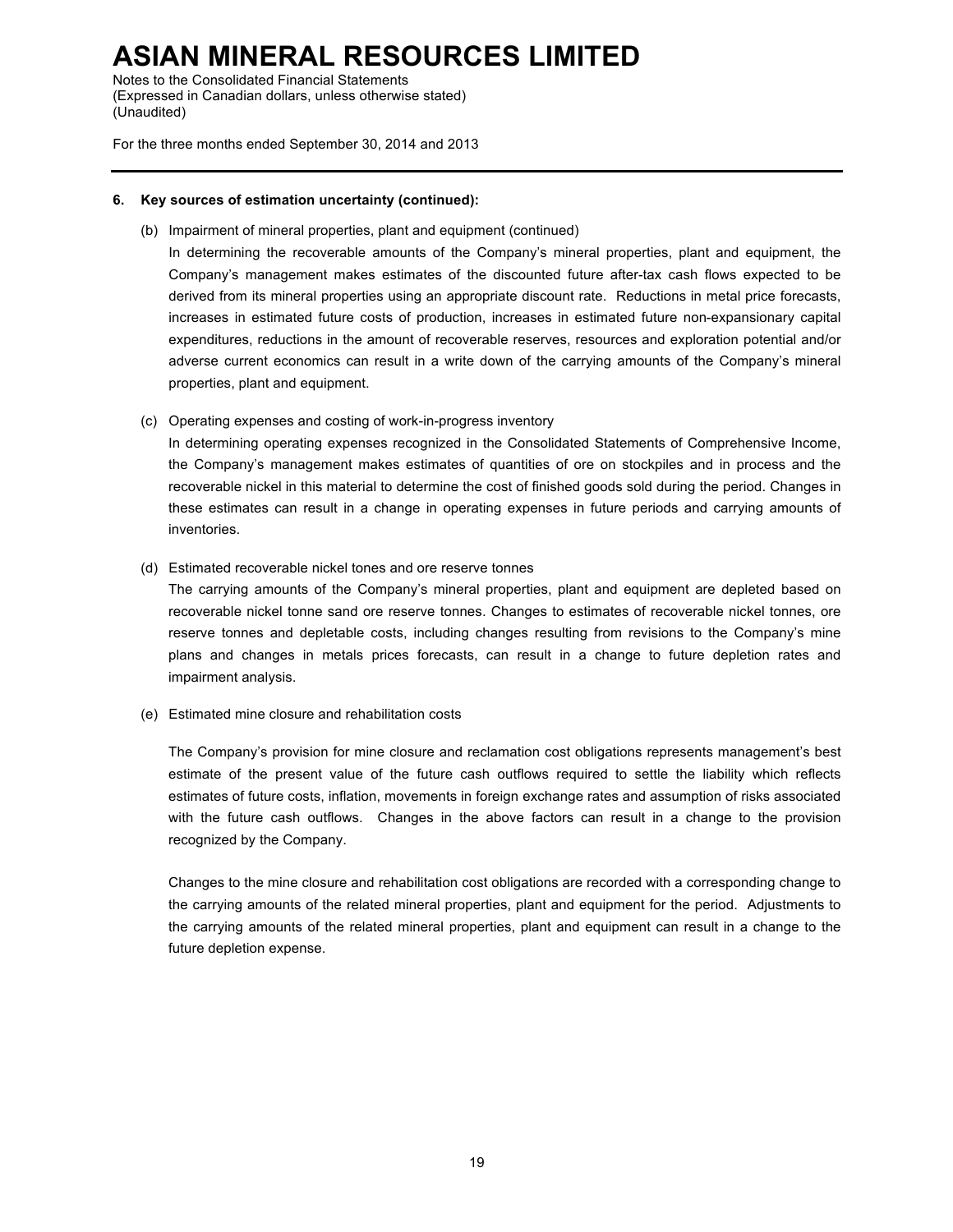### 6. Key sources of estimation uncertainty (continued):

(b) Impairment of mineral properties, plant and equipment (continued)

In determining the recoverable amounts of the Company's mineral properties, plant and equipment, the Company's management makes estimates of the discounted future after-tax cash flows expected to be derived from its mineral properties using an appropriate discount rate. Reductions in metal price forecasts, increases in estimated future costs of production, increases in estimated future non-expansionary capital expenditures, reductions in the amount of recoverable reserves, resources and exploration potential and/or adverse current economics can result in a write down of the carrying amounts of the Company's mineral properties, plant and equipment.

(c) Operating expenses and costing of work-in-progress inventory

In determining operating expenses recognized in the Consolidated Statements of Comprehensive Income, the Company's management makes estimates of quantities of ore on stockpiles and in process and the recoverable nickel in this material to determine the cost of finished goods sold during the period. Changes in these estimates can result in a change in operating expenses in future periods and carrying amounts of inventories.

(d) Estimated recoverable nickel tones and ore reserve tonnes

The carrying amounts of the Company's mineral properties, plant and equipment are depleted based on recoverable nickel tonne sand ore reserve tonnes. Changes to estimates of recoverable nickel tonnes, ore reserve tonnes and depletable costs, including changes resulting from revisions to the Company's mine plans and changes in metals prices forecasts, can result in a change to future depletion rates and impairment analysis.

(e) Estimated mine closure and rehabilitation costs

The Company's provision for mine closure and reclamation cost obligations represents management's best estimate of the present value of the future cash outflows required to settle the liability which reflects estimates of future costs, inflation, movements in foreign exchange rates and assumption of risks associated with the future cash outflows. Changes in the above factors can result in a change to the provision recognized by the Company.

Changes to the mine closure and rehabilitation cost obligations are recorded with a corresponding change to the carrying amounts of the related mineral properties, plant and equipment for the period. Adjustments to the carrying amounts of the related mineral properties, plant and equipment can result in a change to the future depletion expense.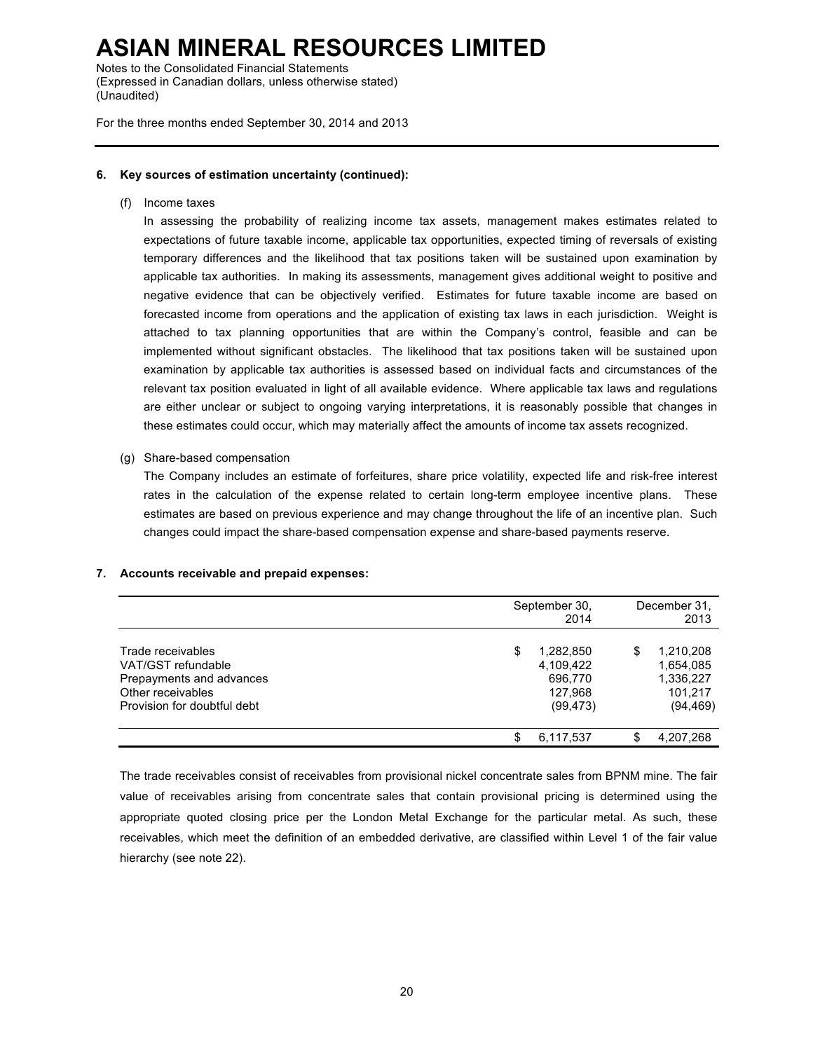### 6. Key sources of estimation uncertainty (continued):

(f) Income taxes

In assessing the probability of realizing income tax assets, management makes estimates related to expectations of future taxable income, applicable tax opportunities, expected timing of reversals of existing temporary differences and the likelihood that tax positions taken will be sustained upon examination by applicable tax authorities. In making its assessments, management gives additional weight to positive and negative evidence that can be objectively verified. Estimates for future taxable income are based on forecasted income from operations and the application of existing tax laws in each jurisdiction. Weight is attached to tax planning opportunities that are within the Company's control, feasible and can be implemented without significant obstacles. The likelihood that tax positions taken will be sustained upon examination by applicable tax authorities is assessed based on individual facts and circumstances of the relevant tax position evaluated in light of all available evidence. Where applicable tax laws and regulations are either unclear or subject to ongoing varying interpretations, it is reasonably possible that changes in these estimates could occur, which may materially affect the amounts of income tax assets recognized.

(g) Share-based compensation

The Company includes an estimate of forfeitures, share price volatility, expected life and risk-free interest rates in the calculation of the expense related to certain long-term employee incentive plans. These estimates are based on previous experience and may change throughout the life of an incentive plan. Such changes could impact the share-based compensation expense and share-based payments reserve.

### 7. Accounts receivable and prepaid expenses:

| | September 30, 2014 | December 31, 2013 |
|---|---|---|
| Trade receivables | $ 1,282,850 | $ 1,210,208 |
| VAT/GST refundable | 4,109,422 | 1,654,085 |
| Prepayments and advances | 696,770 | 1,336,227 |
| Other receivables | 127,968 | 101,217 |
| Provision for doubtful debt | (99,473) | (94,469) |
| | $ 6,117,537 | $ 4,207,268 |

The trade receivables consist of receivables from provisional nickel concentrate sales from BPNM mine. The fair value of receivables arising from concentrate sales that contain provisional pricing is determined using the appropriate quoted closing price per the London Metal Exchange for the particular metal. As such, these receivables, which meet the definition of an embedded derivative, are classified within Level 1 of the fair value hierarchy (see note 22).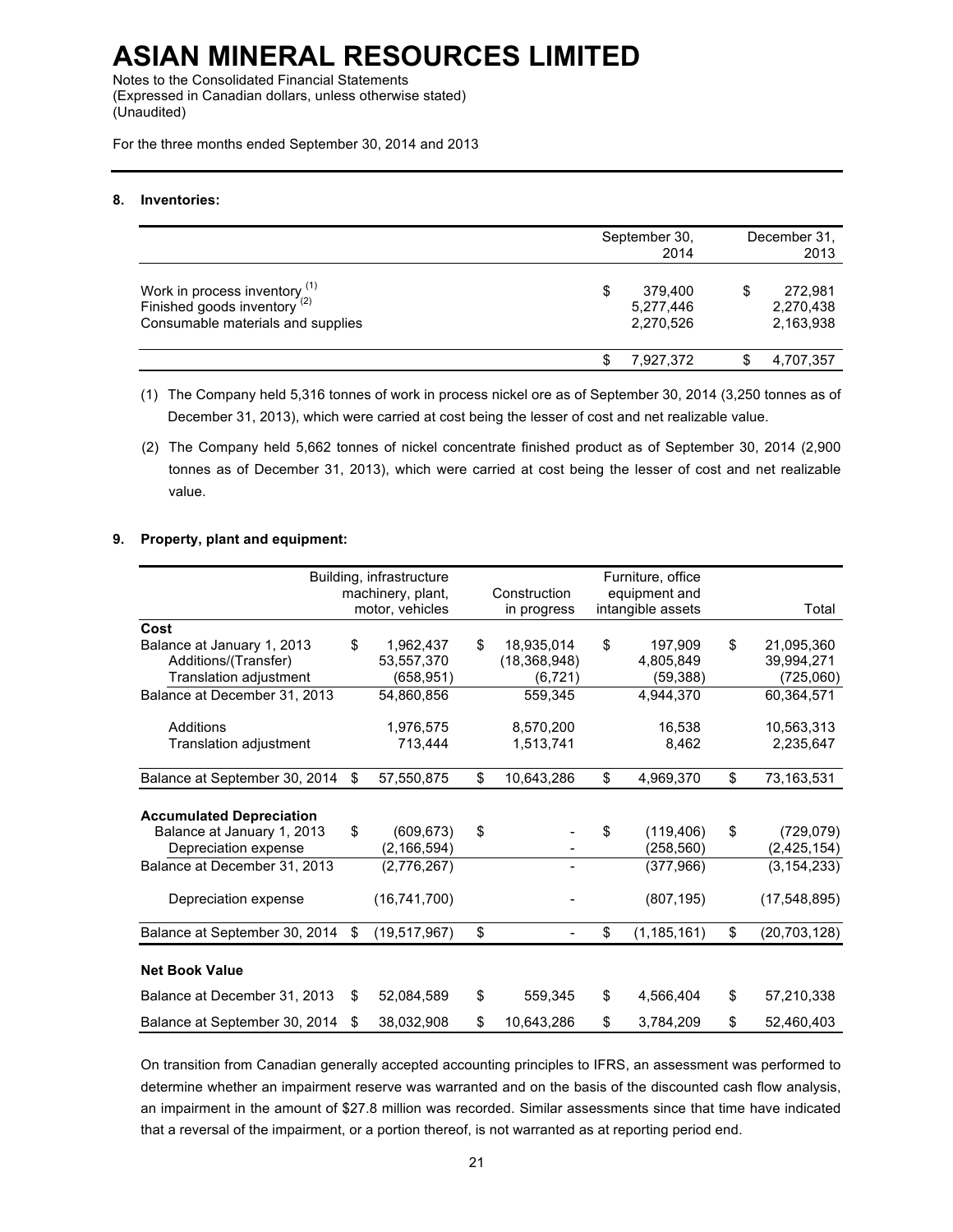# ASIAN MINERAL RESOURCES LIMITED

Notes to the Consolidated Financial Statements
(Expressed in Canadian dollars, unless otherwise stated)
(Unaudited)

For the three months ended September 30, 2014 and 2013

**8. Inventories:**

| | September 30, 2014 | December 31, 2013 |
|---|---|---|
| Work in process inventory [1] | $ 379,400 | $ 272,981 |
| Finished goods inventory [2] | 5,277,446 | 2,270,438 |
| Consumable materials and supplies | 2,270,526 | 2,163,938 |
| | $ 7,927,372 | $ 4,707,357 |

(1) The Company held 5,316 tonnes of work in process nickel ore as of September 30, 2014 (3,250 tonnes as of December 31, 2013), which were carried at cost being the lesser of cost and net realizable value.

(2) The Company held 5,662 tonnes of nickel concentrate finished product as of September 30, 2014 (2,900 tonnes as of December 31, 2013), which were carried at cost being the lesser of cost and net realizable value.

**9. Property, plant and equipment:**

| | Building, infrastructure machinery, plant, motor, vehicles | Construction in progress | Furniture, office equipment and intangible assets | Total |
|---|---|---|---|---|
| **Cost** | | | | |
| Balance at January 1, 2013 | $ 1,962,437 | $ 18,935,014 | $ 197,909 | $ 21,095,360 |
| Additions/(Transfer) | 53,557,370 | (18,368,948) | 4,805,849 | 39,994,271 |
| Translation adjustment | (658,951) | (6,721) | (59,388) | (725,060) |
| Balance at December 31, 2013 | 54,860,856 | 559,345 | 4,944,370 | 60,364,571 |
| Additions | 1,976,575 | 8,570,200 | 16,538 | 10,563,313 |
| Translation adjustment | 713,444 | 1,513,741 | 8,462 | 2,235,647 |
| Balance at September 30, 2014 | $ 57,550,875 | $ 10,643,286 | $ 4,969,370 | $ 73,163,531 |
| **Accumulated Depreciation** | | | | |
| Balance at January 1, 2013 | $ (609,673) | $ - | $ (119,406) | $ (729,079) |
| Depreciation expense | (2,166,594) | - | (258,560) | (2,425,154) |
| Balance at December 31, 2013 | (2,776,267) | - | (377,966) | (3,154,233) |
| Depreciation expense | (16,741,700) | - | (807,195) | (17,548,895) |
| Balance at September 30, 2014 | $ (19,517,967) | $ - | $ (1,185,161) | $ (20,703,128) |
| **Net Book Value** | | | | |
| Balance at December 31, 2013 | $ 52,084,589 | $ 559,345 | $ 4,566,404 | $ 57,210,338 |
| Balance at September 30, 2014 | $ 38,032,908 | $ 10,643,286 | $ 3,784,209 | $ 52,460,403 |

On transition from Canadian generally accepted accounting principles to IFRS, an assessment was performed to determine whether an impairment reserve was warranted and on the basis of the discounted cash flow analysis, an impairment in the amount of $27.8 million was recorded. Similar assessments since that time have indicated that a reversal of the impairment, or a portion thereof, is not warranted as at reporting period end.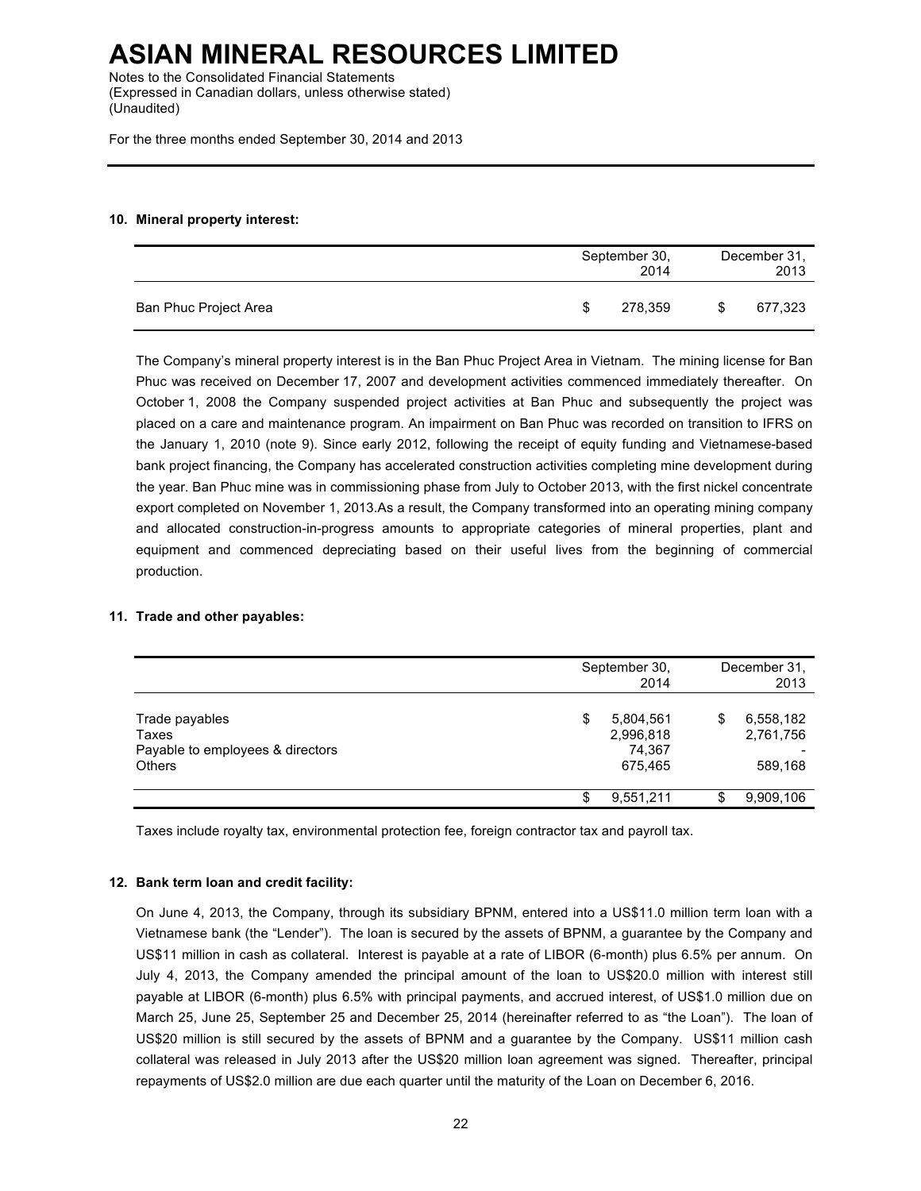# ASIAN MINERAL RESOURCES LIMITED

Notes to the Consolidated Financial Statements
(Expressed in Canadian dollars, unless otherwise stated)
(Unaudited)

For the three months ended September 30, 2014 and 2013

**10. Mineral property interest:**

| | September 30, 2014 | December 31, 2013 |
|---|---|---|
| Ban Phuc Project Area | $ 278,359 | $ 677,323 |

The Company's mineral property interest is in the Ban Phuc Project Area in Vietnam. The mining license for Ban Phuc was received on December 17, 2007 and development activities commenced immediately thereafter. On October 1, 2008 the Company suspended project activities at Ban Phuc and subsequently the project was placed on a care and maintenance program. An impairment on Ban Phuc was recorded on transition to IFRS on the January 1, 2010 (note 9). Since early 2012, following the receipt of equity funding and Vietnamese-based bank project financing, the Company has accelerated construction activities completing mine development during the year. Ban Phuc mine was in commissioning phase from July to October 2013, with the first nickel concentrate export completed on November 1, 2013.As a result, the Company transformed into an operating mining company and allocated construction-in-progress amounts to appropriate categories of mineral properties, plant and equipment and commenced depreciating based on their useful lives from the beginning of commercial production.

**11. Trade and other payables:**

| | September 30, 2014 | December 31, 2013 |
|---|---|---|
| Trade payables | $ 5,804,561 | $ 6,558,182 |
| Taxes | 2,996,818 | 2,761,756 |
| Payable to employees & directors | 74,367 | - |
| Others | 675,465 | 589,168 |
| | $ 9,551,211 | $ 9,909,106 |

Taxes include royalty tax, environmental protection fee, foreign contractor tax and payroll tax.

**12. Bank term loan and credit facility:**

On June 4, 2013, the Company, through its subsidiary BPNM, entered into a US$11.0 million term loan with a Vietnamese bank (the "Lender"). The loan is secured by the assets of BPNM, a guarantee by the Company and US$11 million in cash as collateral. Interest is payable at a rate of LIBOR (6-month) plus 6.5% per annum. On July 4, 2013, the Company amended the principal amount of the loan to US$20.0 million with interest still payable at LIBOR (6-month) plus 6.5% with principal payments, and accrued interest, of US$1.0 million due on March 25, June 25, September 25 and December 25, 2014 (hereinafter referred to as "the Loan"). The loan of US$20 million is still secured by the assets of BPNM and a guarantee by the Company. US$11 million cash collateral was released in July 2013 after the US$20 million loan agreement was signed. Thereafter, principal repayments of US$2.0 million are due each quarter until the maturity of the Loan on December 6, 2016.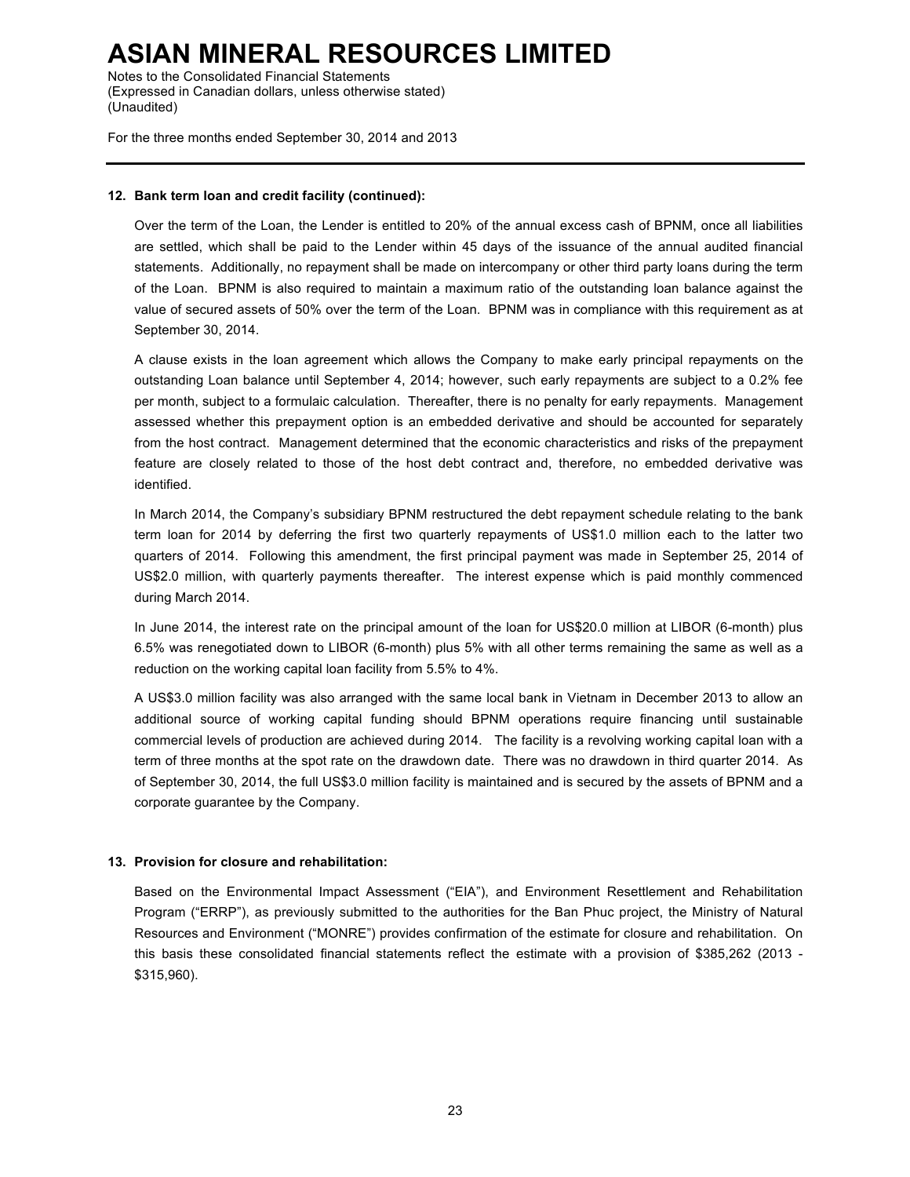**12. Bank term loan and credit facility (continued):**

Over the term of the Loan, the Lender is entitled to 20% of the annual excess cash of BPNM, once all liabilities are settled, which shall be paid to the Lender within 45 days of the issuance of the annual audited financial statements. Additionally, no repayment shall be made on intercompany or other third party loans during the term of the Loan. BPNM is also required to maintain a maximum ratio of the outstanding loan balance against the value of secured assets of 50% over the term of the Loan. BPNM was in compliance with this requirement as at September 30, 2014.

A clause exists in the loan agreement which allows the Company to make early principal repayments on the outstanding Loan balance until September 4, 2014; however, such early repayments are subject to a 0.2% fee per month, subject to a formulaic calculation. Thereafter, there is no penalty for early repayments. Management assessed whether this prepayment option is an embedded derivative and should be accounted for separately from the host contract. Management determined that the economic characteristics and risks of the prepayment feature are closely related to those of the host debt contract and, therefore, no embedded derivative was identified.

In March 2014, the Company's subsidiary BPNM restructured the debt repayment schedule relating to the bank term loan for 2014 by deferring the first two quarterly repayments of US$1.0 million each to the latter two quarters of 2014. Following this amendment, the first principal payment was made in September 25, 2014 of US$2.0 million, with quarterly payments thereafter. The interest expense which is paid monthly commenced during March 2014.

In June 2014, the interest rate on the principal amount of the loan for US$20.0 million at LIBOR (6-month) plus 6.5% was renegotiated down to LIBOR (6-month) plus 5% with all other terms remaining the same as well as a reduction on the working capital loan facility from 5.5% to 4%.

A US$3.0 million facility was also arranged with the same local bank in Vietnam in December 2013 to allow an additional source of working capital funding should BPNM operations require financing until sustainable commercial levels of production are achieved during 2014. The facility is a revolving working capital loan with a term of three months at the spot rate on the drawdown date. There was no drawdown in third quarter 2014. As of September 30, 2014, the full US$3.0 million facility is maintained and is secured by the assets of BPNM and a corporate guarantee by the Company.

**13. Provision for closure and rehabilitation:**

Based on the Environmental Impact Assessment ("EIA"), and Environment Resettlement and Rehabilitation Program ("ERRP"), as previously submitted to the authorities for the Ban Phuc project, the Ministry of Natural Resources and Environment ("MONRE") provides confirmation of the estimate for closure and rehabilitation. On this basis these consolidated financial statements reflect the estimate with a provision of $385,262 (2013 - $315,960).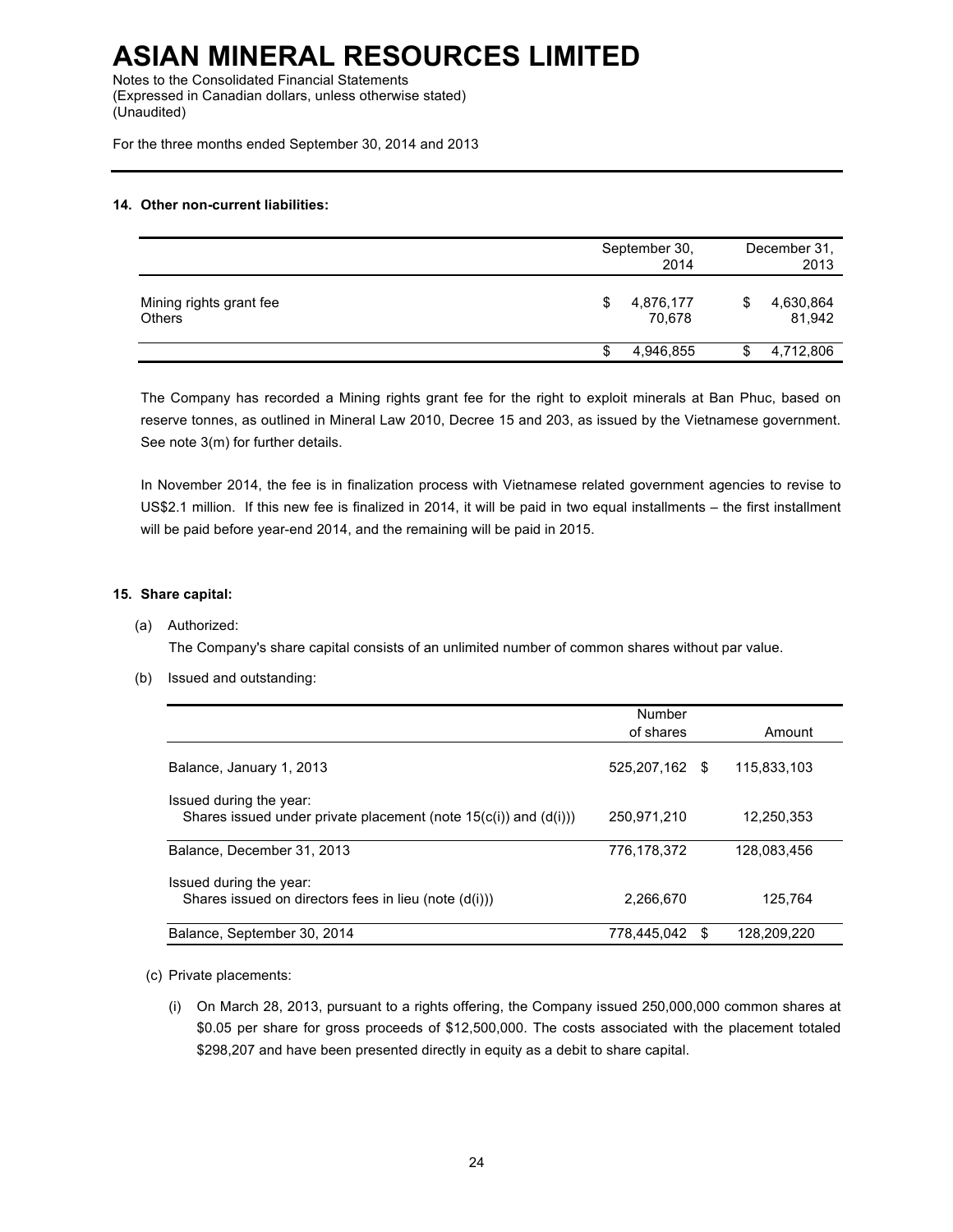# ASIAN MINERAL RESOURCES LIMITED

Notes to the Consolidated Financial Statements
(Expressed in Canadian dollars, unless otherwise stated)
(Unaudited)

For the three months ended September 30, 2014 and 2013

**14. Other non-current liabilities:**

| | September 30, 2014 | December 31, 2013 |
|---|---|---|
| Mining rights grant fee | $ 4,876,177 | $ 4,630,864 |
| Others | 70,678 | 81,942 |
| | $ 4,946,855 | $ 4,712,806 |

The Company has recorded a Mining rights grant fee for the right to exploit minerals at Ban Phuc, based on reserve tonnes, as outlined in Mineral Law 2010, Decree 15 and 203, as issued by the Vietnamese government. See note 3(m) for further details.

In November 2014, the fee is in finalization process with Vietnamese related government agencies to revise to US$2.1 million. If this new fee is finalized in 2014, it will be paid in two equal installments – the first installment will be paid before year-end 2014, and the remaining will be paid in 2015.

**15. Share capital:**

(a) Authorized:

The Company's share capital consists of an unlimited number of common shares without par value.

(b) Issued and outstanding:

| | Number of shares | Amount |
|---|---|---|
| Balance, January 1, 2013 | 525,207,162 | $ 115,833,103 |
| Issued during the year: | | |
| Shares issued under private placement (note 15(c(i)) and (d(i))) | 250,971,210 | 12,250,353 |
| Balance, December 31, 2013 | 776,178,372 | 128,083,456 |
| Issued during the year: | | |
| Shares issued on directors fees in lieu (note (d(i))) | 2,266,670 | 125,764 |
| Balance, September 30, 2014 | 778,445,042 | $ 128,209,220 |

(c) Private placements:

(i) On March 28, 2013, pursuant to a rights offering, the Company issued 250,000,000 common shares at $0.05 per share for gross proceeds of $12,500,000. The costs associated with the placement totaled $298,207 and have been presented directly in equity as a debit to share capital.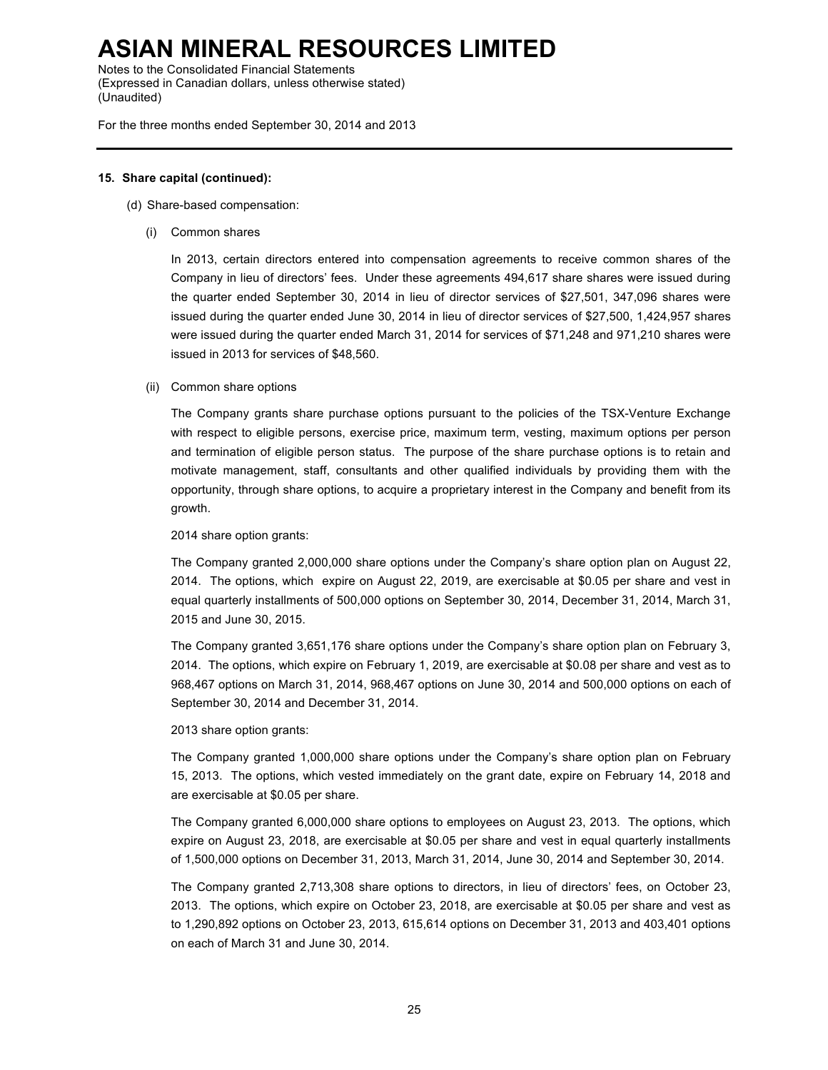**15. Share capital (continued):**

(d) Share-based compensation:

(i) Common shares

In 2013, certain directors entered into compensation agreements to receive common shares of the Company in lieu of directors' fees. Under these agreements 494,617 share shares were issued during the quarter ended September 30, 2014 in lieu of director services of $27,501, 347,096 shares were issued during the quarter ended June 30, 2014 in lieu of director services of $27,500, 1,424,957 shares were issued during the quarter ended March 31, 2014 for services of $71,248 and 971,210 shares were issued in 2013 for services of $48,560.

(ii) Common share options

The Company grants share purchase options pursuant to the policies of the TSX-Venture Exchange with respect to eligible persons, exercise price, maximum term, vesting, maximum options per person and termination of eligible person status. The purpose of the share purchase options is to retain and motivate management, staff, consultants and other qualified individuals by providing them with the opportunity, through share options, to acquire a proprietary interest in the Company and benefit from its growth.

2014 share option grants:

The Company granted 2,000,000 share options under the Company's share option plan on August 22, 2014. The options, which expire on August 22, 2019, are exercisable at $0.05 per share and vest in equal quarterly installments of 500,000 options on September 30, 2014, December 31, 2014, March 31, 2015 and June 30, 2015.

The Company granted 3,651,176 share options under the Company's share option plan on February 3, 2014. The options, which expire on February 1, 2019, are exercisable at $0.08 per share and vest as to 968,467 options on March 31, 2014, 968,467 options on June 30, 2014 and 500,000 options on each of September 30, 2014 and December 31, 2014.

2013 share option grants:

The Company granted 1,000,000 share options under the Company's share option plan on February 15, 2013. The options, which vested immediately on the grant date, expire on February 14, 2018 and are exercisable at $0.05 per share.

The Company granted 6,000,000 share options to employees on August 23, 2013. The options, which expire on August 23, 2018, are exercisable at $0.05 per share and vest in equal quarterly installments of 1,500,000 options on December 31, 2013, March 31, 2014, June 30, 2014 and September 30, 2014.

The Company granted 2,713,308 share options to directors, in lieu of directors' fees, on October 23, 2013. The options, which expire on October 23, 2018, are exercisable at $0.05 per share and vest as to 1,290,892 options on October 23, 2013, 615,614 options on December 31, 2013 and 403,401 options on each of March 31 and June 30, 2014.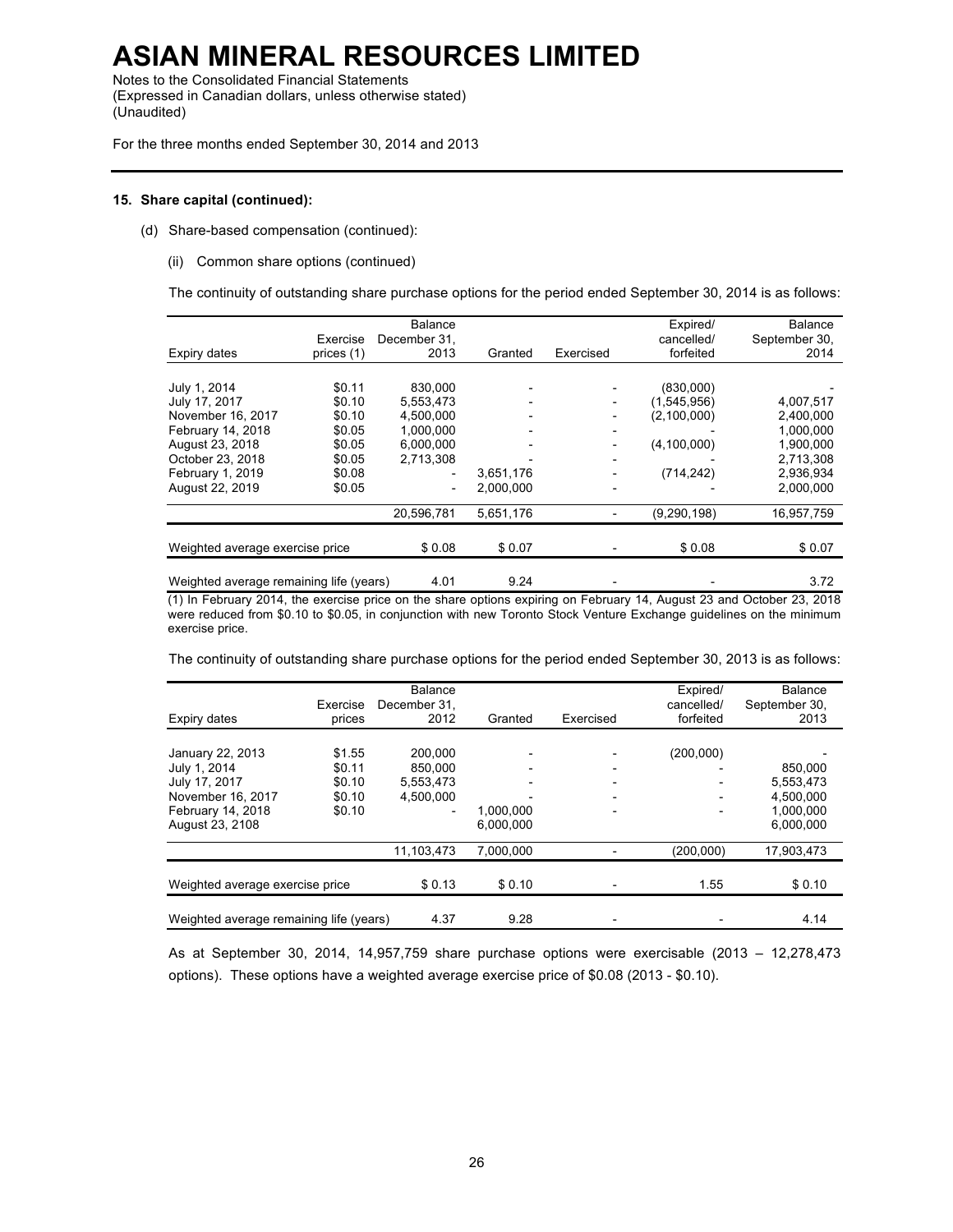# ASIAN MINERAL RESOURCES LIMITED

Notes to the Consolidated Financial Statements
(Expressed in Canadian dollars, unless otherwise stated)
(Unaudited)

For the three months ended September 30, 2014 and 2013

**15. Share capital (continued):**

(d) Share-based compensation (continued):

(ii) Common share options (continued)

The continuity of outstanding share purchase options for the period ended September 30, 2014 is as follows:

| Expiry dates | Exercise prices (1) | Balance December 31, 2013 | Granted | Exercised | Expired/ cancelled/ forfeited | Balance September 30, 2014 |
|---|---|---|---|---|---|---|
| July 1, 2014 | $0.11 | 830,000 | - | - | (830,000) | - |
| July 17, 2017 | $0.10 | 5,553,473 | - | - | (1,545,956) | 4,007,517 |
| November 16, 2017 | $0.10 | 4,500,000 | - | - | (2,100,000) | 2,400,000 |
| February 14, 2018 | $0.05 | 1,000,000 | - | - | - | 1,000,000 |
| August 23, 2018 | $0.05 | 6,000,000 | - | - | (4,100,000) | 1,900,000 |
| October 23, 2018 | $0.05 | 2,713,308 | - | - | - | 2,713,308 |
| February 1, 2019 | $0.08 | - | 3,651,176 | - | (714,242) | 2,936,934 |
| August 22, 2019 | $0.05 | - | 2,000,000 | - | - | 2,000,000 |
| | | 20,596,781 | 5,651,176 | - | (9,290,198) | 16,957,759 |
| Weighted average exercise price | | $ 0.08 | $ 0.07 | - | $ 0.08 | $ 0.07 |
| Weighted average remaining life (years) | | 4.01 | 9.24 | - | - | 3.72 |

(1) In February 2014, the exercise price on the share options expiring on February 14, August 23 and October 23, 2018 were reduced from $0.10 to $0.05, in conjunction with new Toronto Stock Venture Exchange guidelines on the minimum exercise price.

The continuity of outstanding share purchase options for the period ended September 30, 2013 is as follows:

| Expiry dates | Exercise prices | Balance December 31, 2012 | Granted | Exercised | Expired/ cancelled/ forfeited | Balance September 30, 2013 |
|---|---|---|---|---|---|---|
| January 22, 2013 | $1.55 | 200,000 | - | - | (200,000) | - |
| July 1, 2014 | $0.11 | 850,000 | - | - | - | 850,000 |
| July 17, 2017 | $0.10 | 5,553,473 | - | - | - | 5,553,473 |
| November 16, 2017 | $0.10 | 4,500,000 | - | - | - | 4,500,000 |
| February 14, 2018 | $0.10 | - | 1,000,000 | - | - | 1,000,000 |
| August 23, 2108 | | | 6,000,000 | | | 6,000,000 |
| | | 11,103,473 | 7,000,000 | - | (200,000) | 17,903,473 |
| Weighted average exercise price | | $ 0.13 | $ 0.10 | - | 1.55 | $ 0.10 |
| Weighted average remaining life (years) | | 4.37 | 9.28 | - | - | 4.14 |

As at September 30, 2014, 14,957,759 share purchase options were exercisable (2013 – 12,278,473 options). These options have a weighted average exercise price of $0.08 (2013 - $0.10).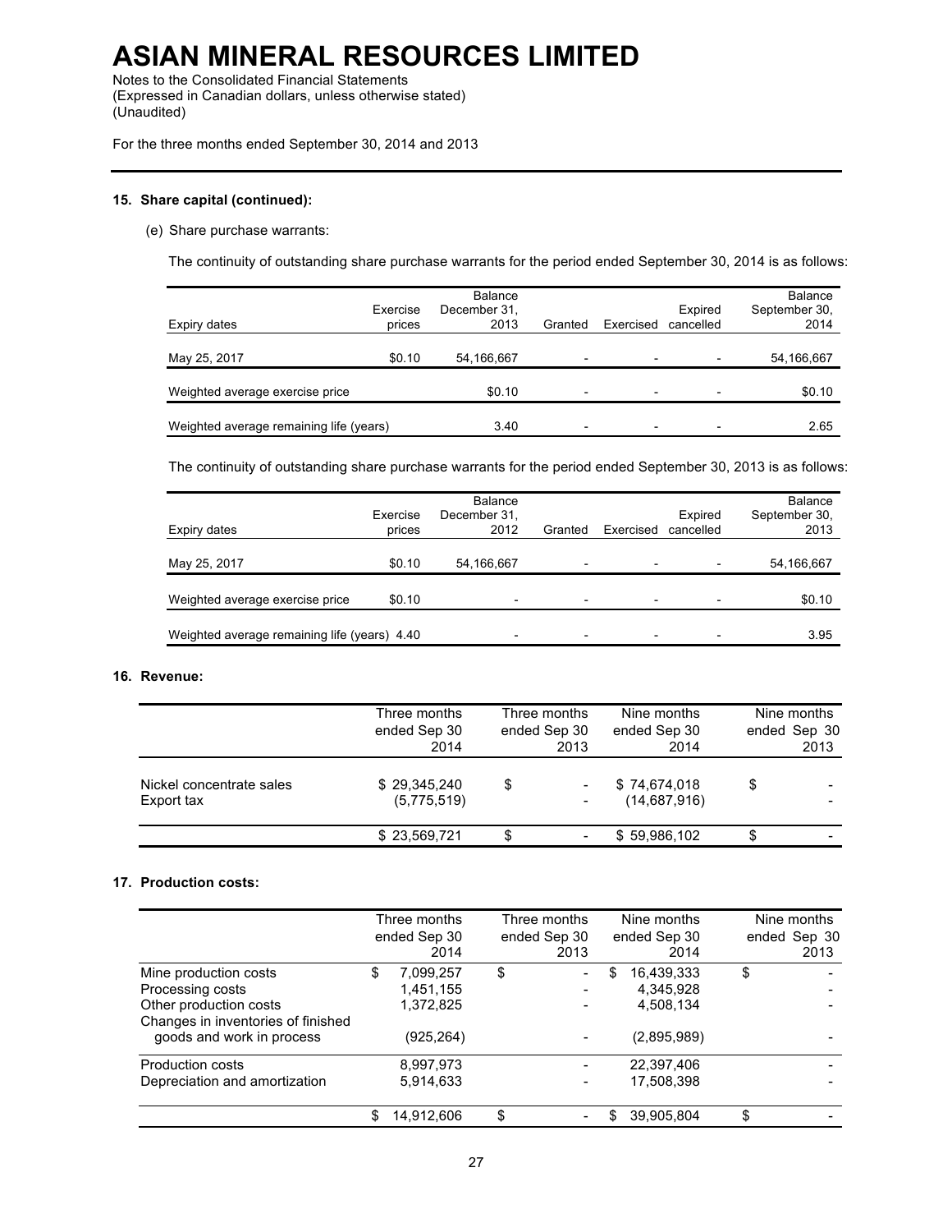# ASIAN MINERAL RESOURCES LIMITED

Notes to the Consolidated Financial Statements
(Expressed in Canadian dollars, unless otherwise stated)
(Unaudited)

For the three months ended September 30, 2014 and 2013

### 15. Share capital (continued):

(e) Share purchase warrants:

The continuity of outstanding share purchase warrants for the period ended September 30, 2014 is as follows:

| Expiry dates | Exercise prices | Balance December 31, 2013 | Granted | Exercised | Expired cancelled | Balance September 30, 2014 |
|---|---|---|---|---|---|---|
| May 25, 2017 | $0.10 | 54,166,667 | - | - | - | 54,166,667 |
| Weighted average exercise price | | $0.10 | - | - | - | $0.10 |
| Weighted average remaining life (years) | | 3.40 | - | - | - | 2.65 |

The continuity of outstanding share purchase warrants for the period ended September 30, 2013 is as follows:

| Expiry dates | Exercise prices | Balance December 31, 2012 | Granted | Exercised | Expired cancelled | Balance September 30, 2013 |
|---|---|---|---|---|---|---|
| May 25, 2017 | $0.10 | 54,166,667 | - | - | - | 54,166,667 |
| Weighted average exercise price | $0.10 | - | - | - | - | $0.10 |
| Weighted average remaining life (years) | 4.40 | - | - | - | - | 3.95 |

### 16. Revenue:

| | Three months ended Sep 30 2014 | Three months ended Sep 30 2013 | Nine months ended Sep 30 2014 | Nine months ended Sep 30 2013 |
|---|---|---|---|---|
| Nickel concentrate sales | $ 29,345,240 | $ - | $ 74,674,018 | $ - |
| Export tax | (5,775,519) | - | (14,687,916) | - |
| | $ 23,569,721 | $ - | $ 59,986,102 | $ - |

### 17. Production costs:

| | Three months ended Sep 30 2014 | Three months ended Sep 30 2013 | Nine months ended Sep 30 2014 | Nine months ended Sep 30 2013 |
|---|---|---|---|---|
| Mine production costs | $ 7,099,257 | $ - | $ 16,439,333 | $ - |
| Processing costs | 1,451,155 | - | 4,345,928 | - |
| Other production costs | 1,372,825 | - | 4,508,134 | - |
| Changes in inventories of finished goods and work in process | (925,264) | - | (2,895,989) | - |
| Production costs | 8,997,973 | - | 22,397,406 | - |
| Depreciation and amortization | 5,914,633 | - | 17,508,398 | - |
| | $ 14,912,606 | $ - | $ 39,905,804 | $ - |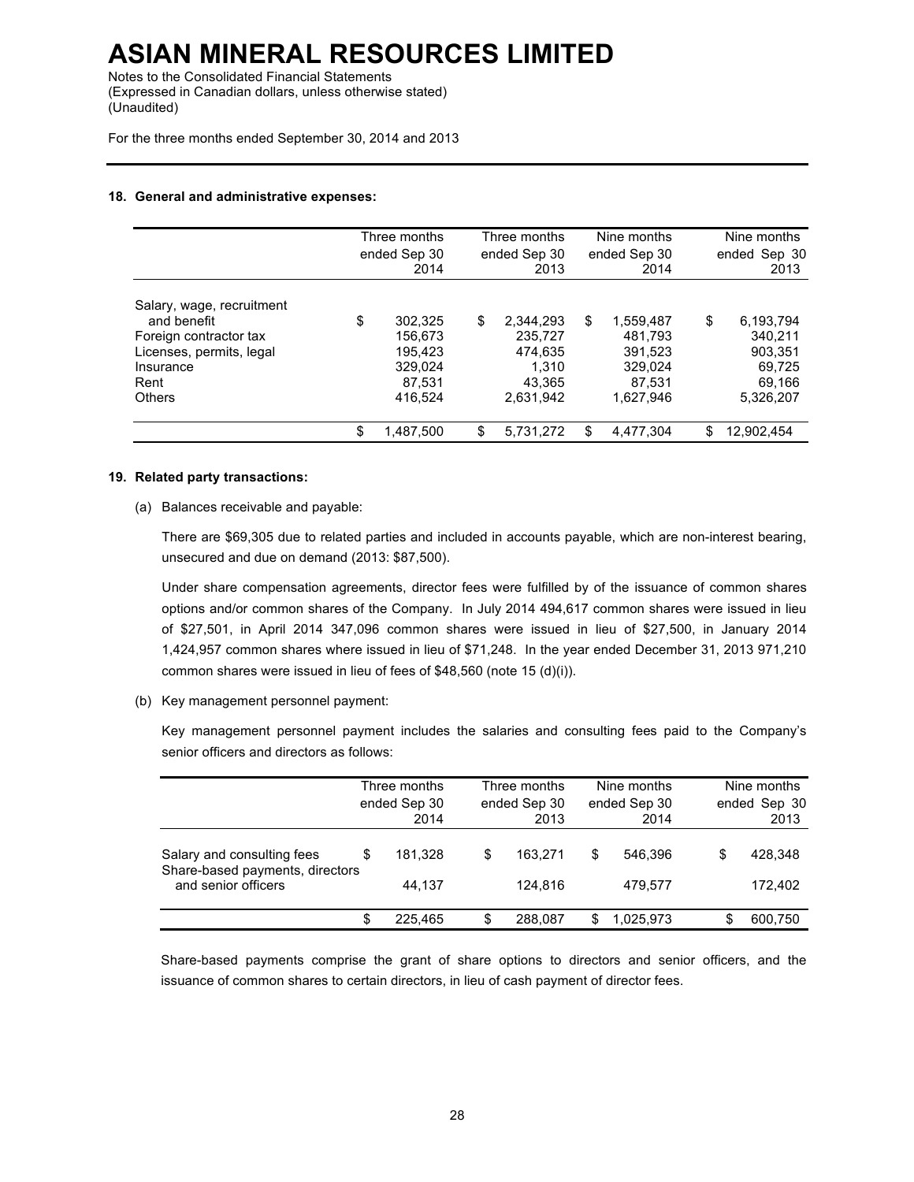# ASIAN MINERAL RESOURCES LIMITED

Notes to the Consolidated Financial Statements
(Expressed in Canadian dollars, unless otherwise stated)
(Unaudited)

For the three months ended September 30, 2014 and 2013

**18. General and administrative expenses:**

| | Three months ended Sep 30 2014 | Three months ended Sep 30 2013 | Nine months ended Sep 30 2014 | Nine months ended Sep 30 2013 |
|---|---|---|---|---|
| Salary, wage, recruitment and benefit | $ 302,325 | $ 2,344,293 | $ 1,559,487 | $ 6,193,794 |
| Foreign contractor tax | 156,673 | 235,727 | 481,793 | 340,211 |
| Licenses, permits, legal | 195,423 | 474,635 | 391,523 | 903,351 |
| Insurance | 329,024 | 1,310 | 329,024 | 69,725 |
| Rent | 87,531 | 43,365 | 87,531 | 69,166 |
| Others | 416,524 | 2,631,942 | 1,627,946 | 5,326,207 |
| | $ 1,487,500 | $ 5,731,272 | $ 4,477,304 | $ 12,902,454 |

**19. Related party transactions:**

(a) Balances receivable and payable:

There are $69,305 due to related parties and included in accounts payable, which are non-interest bearing, unsecured and due on demand (2013: $87,500).

Under share compensation agreements, director fees were fulfilled by of the issuance of common shares options and/or common shares of the Company. In July 2014 494,617 common shares were issued in lieu of $27,501, in April 2014 347,096 common shares were issued in lieu of $27,500, in January 2014 1,424,957 common shares where issued in lieu of $71,248. In the year ended December 31, 2013 971,210 common shares were issued in lieu of fees of $48,560 (note 15 (d)(i)).

(b) Key management personnel payment:

Key management personnel payment includes the salaries and consulting fees paid to the Company's senior officers and directors as follows:

| | Three months ended Sep 30 2014 | Three months ended Sep 30 2013 | Nine months ended Sep 30 2014 | Nine months ended Sep 30 2013 |
|---|---|---|---|---|
| Salary and consulting fees | $ 181,328 | $ 163,271 | $ 546,396 | $ 428,348 |
| Share-based payments, directors and senior officers | 44,137 | 124,816 | 479,577 | 172,402 |
| | $ 225,465 | $ 288,087 | $ 1,025,973 | $ 600,750 |

Share-based payments comprise the grant of share options to directors and senior officers, and the issuance of common shares to certain directors, in lieu of cash payment of director fees.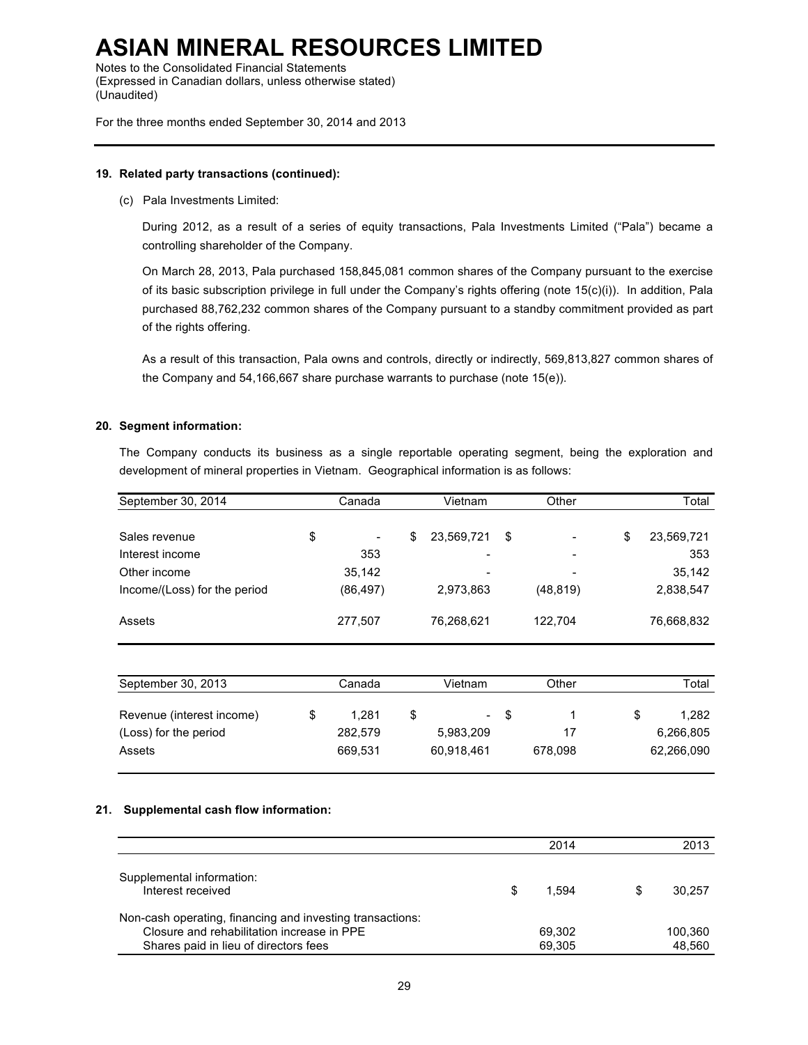# ASIAN MINERAL RESOURCES LIMITED

Notes to the Consolidated Financial Statements
(Expressed in Canadian dollars, unless otherwise stated)
(Unaudited)

For the three months ended September 30, 2014 and 2013

**19. Related party transactions (continued):**

(c) Pala Investments Limited:

During 2012, as a result of a series of equity transactions, Pala Investments Limited ("Pala") became a controlling shareholder of the Company.

On March 28, 2013, Pala purchased 158,845,081 common shares of the Company pursuant to the exercise of its basic subscription privilege in full under the Company's rights offering (note 15(c)(i)). In addition, Pala purchased 88,762,232 common shares of the Company pursuant to a standby commitment provided as part of the rights offering.

As a result of this transaction, Pala owns and controls, directly or indirectly, 569,813,827 common shares of the Company and 54,166,667 share purchase warrants to purchase (note 15(e)).

**20. Segment information:**

The Company conducts its business as a single reportable operating segment, being the exploration and development of mineral properties in Vietnam. Geographical information is as follows:

| September 30, 2014 | Canada | Vietnam | Other | Total |
|---|---|---|---|---|
| Sales revenue | $ - | $ 23,569,721 | $ - | $ 23,569,721 |
| Interest income | 353 | - | - | 353 |
| Other income | 35,142 | - | - | 35,142 |
| Income/(Loss) for the period | (86,497) | 2,973,863 | (48,819) | 2,838,547 |
| Assets | 277,507 | 76,268,621 | 122,704 | 76,668,832 |

| September 30, 2013 | Canada | Vietnam | Other | Total |
|---|---|---|---|---|
| Revenue (interest income) | $ 1,281 | $ - | $ 1 | $ 1,282 |
| (Loss) for the period | 282,579 | 5,983,209 | 17 | 6,266,805 |
| Assets | 669,531 | 60,918,461 | 678,098 | 62,266,090 |

**21. Supplemental cash flow information:**

| | 2014 | 2013 |
|---|---|---|
| Supplemental information: | | |
| Interest received | $ 1,594 | $ 30,257 |
| Non-cash operating, financing and investing transactions: | | |
| Closure and rehabilitation increase in PPE | 69,302 | 100,360 |
| Shares paid in lieu of directors fees | 69,305 | 48,560 |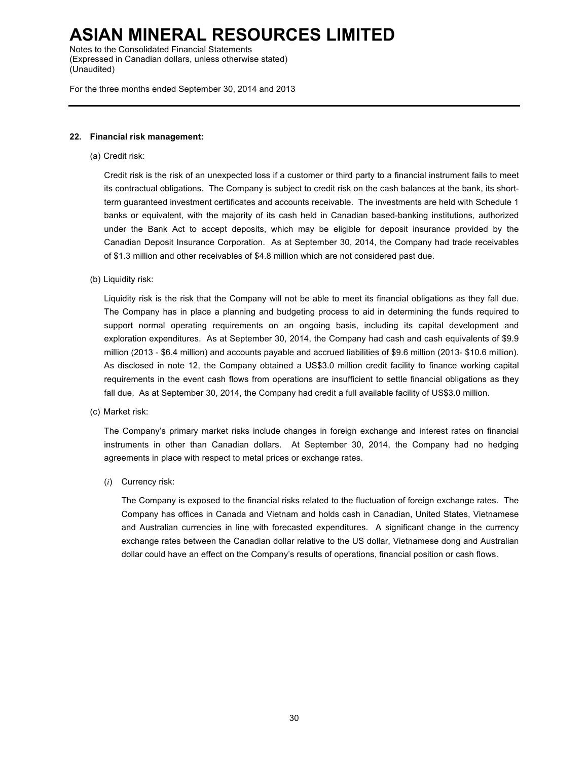## 22. Financial risk management:

(a) Credit risk:

Credit risk is the risk of an unexpected loss if a customer or third party to a financial instrument fails to meet its contractual obligations. The Company is subject to credit risk on the cash balances at the bank, its short-term guaranteed investment certificates and accounts receivable. The investments are held with Schedule 1 banks or equivalent, with the majority of its cash held in Canadian based-banking institutions, authorized under the Bank Act to accept deposits, which may be eligible for deposit insurance provided by the Canadian Deposit Insurance Corporation. As at September 30, 2014, the Company had trade receivables of $1.3 million and other receivables of $4.8 million which are not considered past due.

(b) Liquidity risk:

Liquidity risk is the risk that the Company will not be able to meet its financial obligations as they fall due. The Company has in place a planning and budgeting process to aid in determining the funds required to support normal operating requirements on an ongoing basis, including its capital development and exploration expenditures. As at September 30, 2014, the Company had cash and cash equivalents of $9.9 million (2013 - $6.4 million) and accounts payable and accrued liabilities of $9.6 million (2013- $10.6 million). As disclosed in note 12, the Company obtained a US$3.0 million credit facility to finance working capital requirements in the event cash flows from operations are insufficient to settle financial obligations as they fall due. As at September 30, 2014, the Company had credit a full available facility of US$3.0 million.

(c) Market risk:

The Company's primary market risks include changes in foreign exchange and interest rates on financial instruments in other than Canadian dollars. At September 30, 2014, the Company had no hedging agreements in place with respect to metal prices or exchange rates.

(*i*) Currency risk:

The Company is exposed to the financial risks related to the fluctuation of foreign exchange rates. The Company has offices in Canada and Vietnam and holds cash in Canadian, United States, Vietnamese and Australian currencies in line with forecasted expenditures. A significant change in the currency exchange rates between the Canadian dollar relative to the US dollar, Vietnamese dong and Australian dollar could have an effect on the Company's results of operations, financial position or cash flows.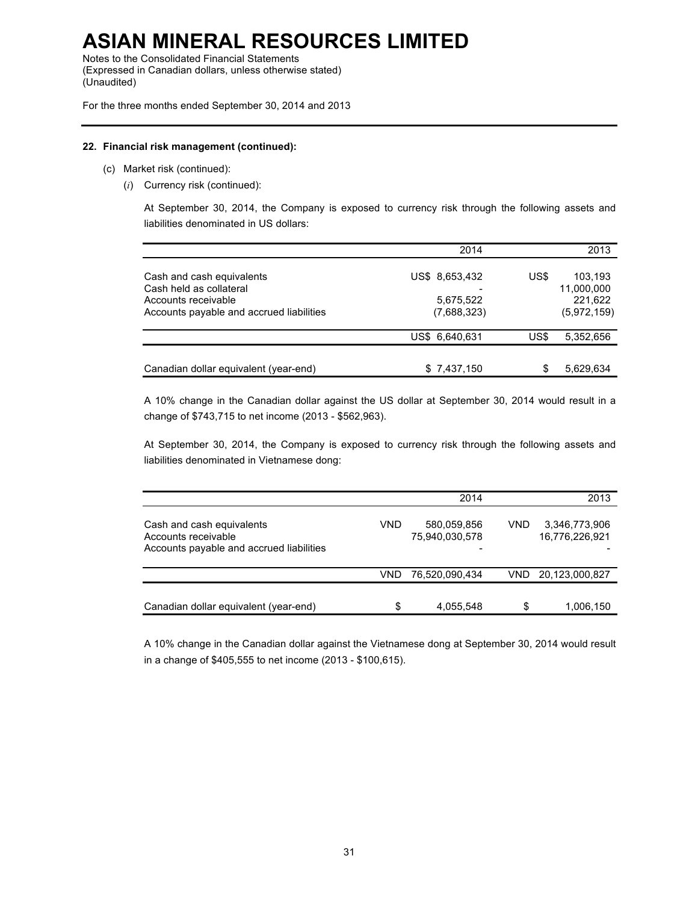**22. Financial risk management (continued):**

(c) Market risk (continued):

(*i*) Currency risk (continued):

At September 30, 2014, the Company is exposed to currency risk through the following assets and liabilities denominated in US dollars:

| | 2014 | 2013 |
|---|---|---|
| Cash and cash equivalents | US$ 8,653,432 | US$ 103,193 |
| Cash held as collateral | - | 11,000,000 |
| Accounts receivable | 5,675,522 | 221,622 |
| Accounts payable and accrued liabilities | (7,688,323) | (5,972,159) |
| | US$ 6,640,631 | US$ 5,352,656 |
| Canadian dollar equivalent (year-end) | $ 7,437,150 | $ 5,629,634 |

A 10% change in the Canadian dollar against the US dollar at September 30, 2014 would result in a change of $743,715 to net income (2013 - $562,963).

At September 30, 2014, the Company is exposed to currency risk through the following assets and liabilities denominated in Vietnamese dong:

| | | 2014 | | 2013 |
|---|---|---|---|---|
| Cash and cash equivalents | VND | 580,059,856 | VND | 3,346,773,906 |
| Accounts receivable | | 75,940,030,578 | | 16,776,226,921 |
| Accounts payable and accrued liabilities | | - | | - |
| | VND | 76,520,090,434 | VND | 20,123,000,827 |
| Canadian dollar equivalent (year-end) | $ | 4,055,548 | $ | 1,006,150 |

A 10% change in the Canadian dollar against the Vietnamese dong at September 30, 2014 would result in a change of $405,555 to net income (2013 - $100,615).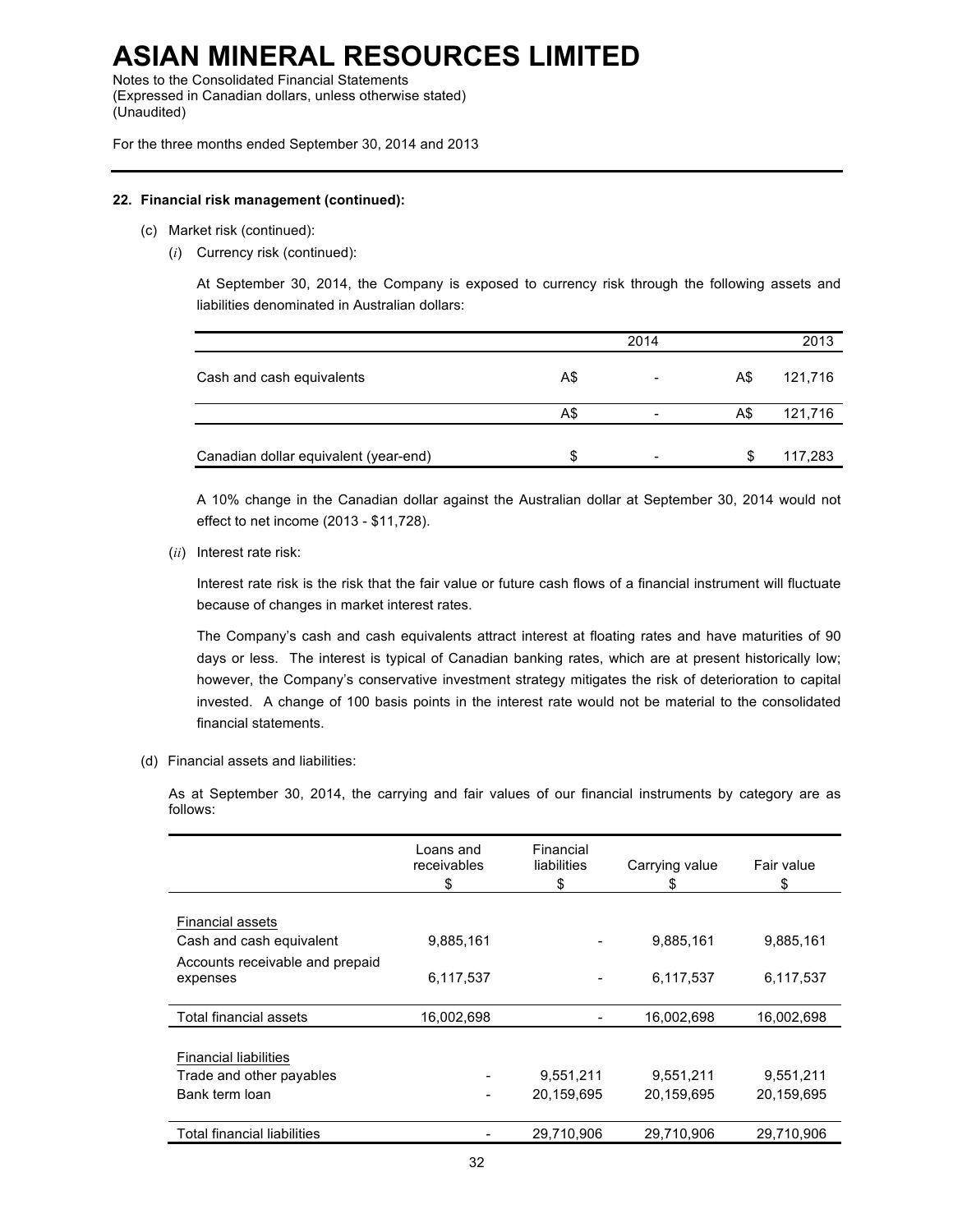# ASIAN MINERAL RESOURCES LIMITED

Notes to the Consolidated Financial Statements
(Expressed in Canadian dollars, unless otherwise stated)
(Unaudited)

For the three months ended September 30, 2014 and 2013

**22. Financial risk management (continued):**

(c) Market risk (continued):

(*i*) Currency risk (continued):

At September 30, 2014, the Company is exposed to currency risk through the following assets and liabilities denominated in Australian dollars:

| | | 2014 | | 2013 |
|---|---|---|---|---|
| Cash and cash equivalents | A$ | - | A$ | 121,716 |
| | A$ | - | A$ | 121,716 |
| Canadian dollar equivalent (year-end) | $ | - | $ | 117,283 |

A 10% change in the Canadian dollar against the Australian dollar at September 30, 2014 would not effect to net income (2013 - $11,728).

(*ii*) Interest rate risk:

Interest rate risk is the risk that the fair value or future cash flows of a financial instrument will fluctuate because of changes in market interest rates.

The Company's cash and cash equivalents attract interest at floating rates and have maturities of 90 days or less. The interest is typical of Canadian banking rates, which are at present historically low; however, the Company's conservative investment strategy mitigates the risk of deterioration to capital invested. A change of 100 basis points in the interest rate would not be material to the consolidated financial statements.

(d) Financial assets and liabilities:

As at September 30, 2014, the carrying and fair values of our financial instruments by category are as follows:

| | Loans and receivables $ | Financial liabilities $ | Carrying value $ | Fair value $ |
|---|---|---|---|---|
| Financial assets | | | | |
| Cash and cash equivalent | 9,885,161 | - | 9,885,161 | 9,885,161 |
| Accounts receivable and prepaid expenses | 6,117,537 | - | 6,117,537 | 6,117,537 |
| Total financial assets | 16,002,698 | - | 16,002,698 | 16,002,698 |
| Financial liabilities | | | | |
| Trade and other payables | - | 9,551,211 | 9,551,211 | 9,551,211 |
| Bank term loan | - | 20,159,695 | 20,159,695 | 20,159,695 |
| Total financial liabilities | - | 29,710,906 | 29,710,906 | 29,710,906 |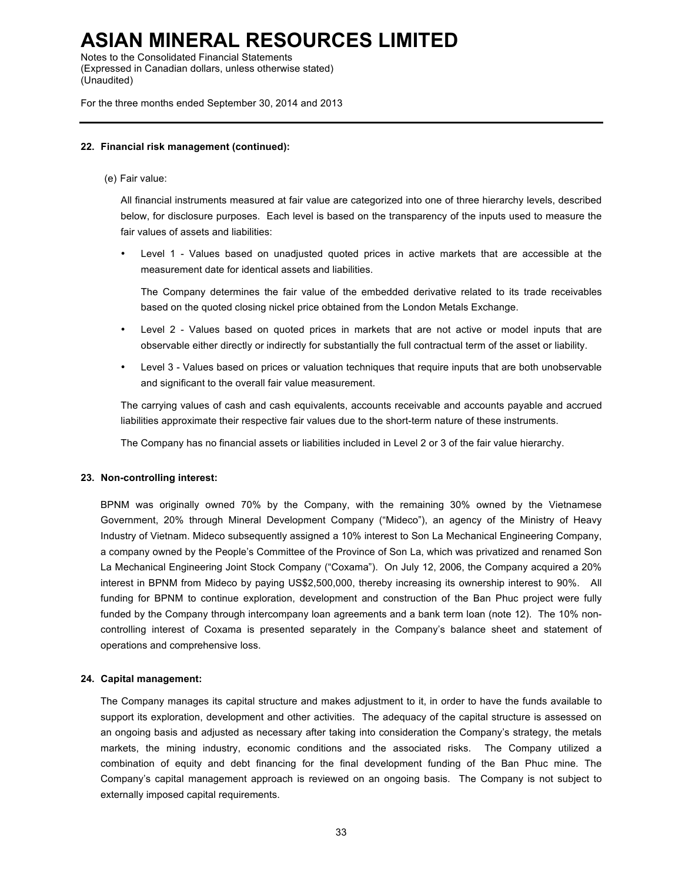**22. Financial risk management (continued):**

(e) Fair value:

All financial instruments measured at fair value are categorized into one of three hierarchy levels, described below, for disclosure purposes. Each level is based on the transparency of the inputs used to measure the fair values of assets and liabilities:

- Level 1 - Values based on unadjusted quoted prices in active markets that are accessible at the measurement date for identical assets and liabilities.

  The Company determines the fair value of the embedded derivative related to its trade receivables based on the quoted closing nickel price obtained from the London Metals Exchange.

- Level 2 - Values based on quoted prices in markets that are not active or model inputs that are observable either directly or indirectly for substantially the full contractual term of the asset or liability.

- Level 3 - Values based on prices or valuation techniques that require inputs that are both unobservable and significant to the overall fair value measurement.

The carrying values of cash and cash equivalents, accounts receivable and accounts payable and accrued liabilities approximate their respective fair values due to the short-term nature of these instruments.

The Company has no financial assets or liabilities included in Level 2 or 3 of the fair value hierarchy.

**23. Non-controlling interest:**

BPNM was originally owned 70% by the Company, with the remaining 30% owned by the Vietnamese Government, 20% through Mineral Development Company ("Mideco"), an agency of the Ministry of Heavy Industry of Vietnam. Mideco subsequently assigned a 10% interest to Son La Mechanical Engineering Company, a company owned by the People's Committee of the Province of Son La, which was privatized and renamed Son La Mechanical Engineering Joint Stock Company ("Coxama"). On July 12, 2006, the Company acquired a 20% interest in BPNM from Mideco by paying US$2,500,000, thereby increasing its ownership interest to 90%. All funding for BPNM to continue exploration, development and construction of the Ban Phuc project were fully funded by the Company through intercompany loan agreements and a bank term loan (note 12). The 10% non-controlling interest of Coxama is presented separately in the Company's balance sheet and statement of operations and comprehensive loss.

**24. Capital management:**

The Company manages its capital structure and makes adjustment to it, in order to have the funds available to support its exploration, development and other activities. The adequacy of the capital structure is assessed on an ongoing basis and adjusted as necessary after taking into consideration the Company's strategy, the metals markets, the mining industry, economic conditions and the associated risks. The Company utilized a combination of equity and debt financing for the final development funding of the Ban Phuc mine. The Company's capital management approach is reviewed on an ongoing basis. The Company is not subject to externally imposed capital requirements.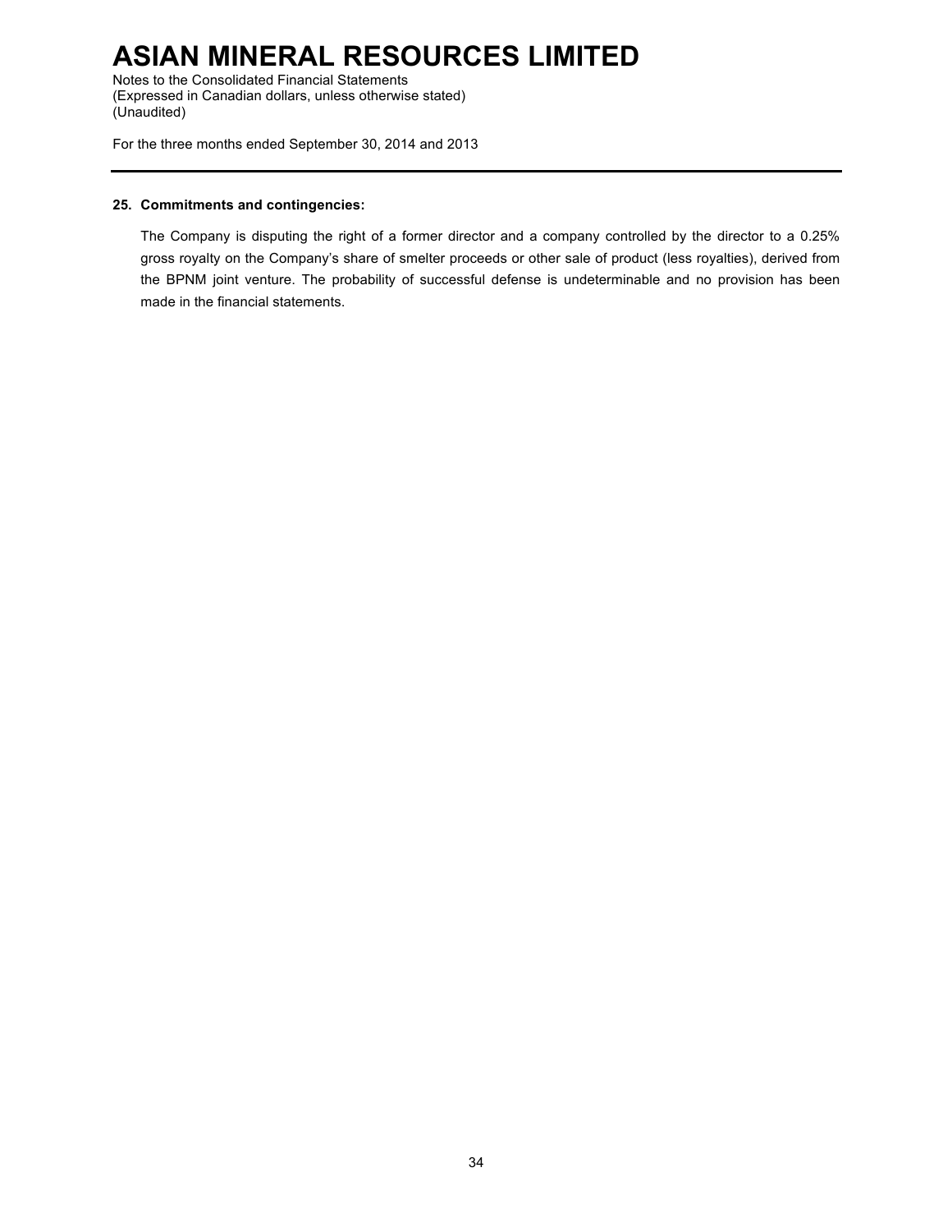**25. Commitments and contingencies:**

The Company is disputing the right of a former director and a company controlled by the director to a 0.25% gross royalty on the Company's share of smelter proceeds or other sale of product (less royalties), derived from the BPNM joint venture. The probability of successful defense is undeterminable and no provision has been made in the financial statements.